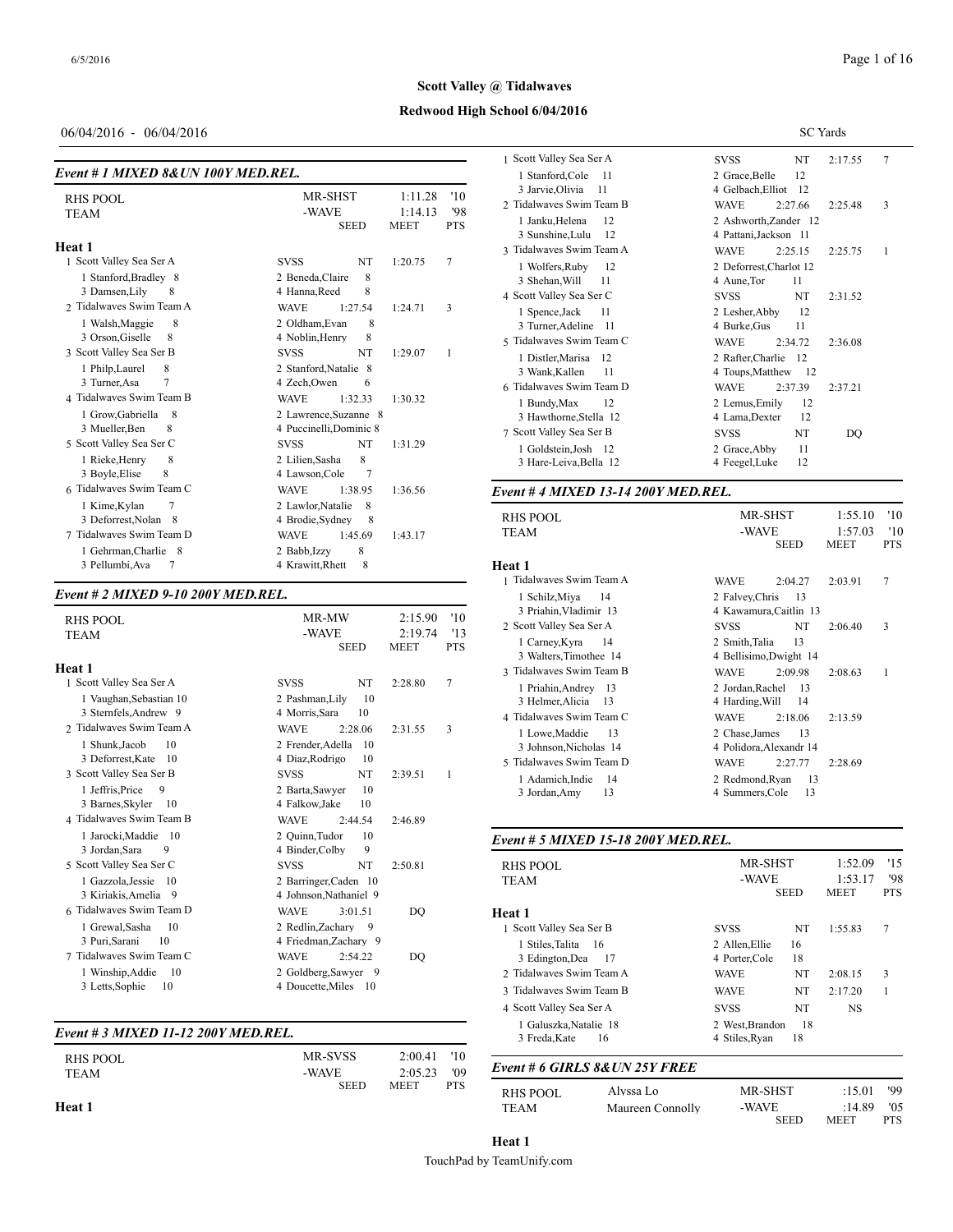## Scott Valley @ Tidalwaves

### Redwood High School 6/04/2016

06/04/2016 - 06/04/2016 SC Yards

### Event # 1 MIXED 8&UN 100Y MED.REL.

| RHS POOL | MR-SHST | 1:11.28 | '10 |
|---|---|---|---|
| TEAM | -WAVE | 1:14.13 | '98 |
| | SEED | MEET | PTS |

**Heat 1**

| Team | | Seed | Meet | Pts |
|---|---|---|---|---|
| 1 Scott Valley Sea Ser A | SVSS | NT | 1:20.75 | 7 |
| 1 Stanford,Bradley 8 | 2 Beneda,Claire 8 | | | |
| 3 Damsen,Lily 8 | 4 Hanna,Reed 8 | | | |
| 2 Tidalwaves Swim Team A | WAVE | 1:27.54 | 1:24.71 | 3 |
| 1 Walsh,Maggie 8 | 2 Oldham,Evan 8 | | | |
| 3 Orson,Giselle 8 | 4 Noblin,Henry 8 | | | |
| 3 Scott Valley Sea Ser B | SVSS | NT | 1:29.07 | 1 |
| 1 Philp,Laurel 8 | 2 Stanford,Natalie 8 | | | |
| 3 Turner,Asa 7 | 4 Zech,Owen 6 | | | |
| 4 Tidalwaves Swim Team B | WAVE | 1:32.33 | 1:30.32 | |
| 1 Grow,Gabriella 8 | 2 Lawrence,Suzanne 8 | | | |
| 3 Mueller,Ben 8 | 4 Puccinelli,Dominic 8 | | | |
| 5 Scott Valley Sea Ser C | SVSS | NT | 1:31.29 | |
| 1 Rieke,Henry 8 | 2 Lilien,Sasha 8 | | | |
| 3 Boyle,Elise 8 | 4 Lawson,Cole 7 | | | |
| 6 Tidalwaves Swim Team C | WAVE | 1:38.95 | 1:36.56 | |
| 1 Kime,Kylan 7 | 2 Lawlor,Natalie 8 | | | |
| 3 Deforrest,Nolan 8 | 4 Brodie,Sydney 8 | | | |
| 7 Tidalwaves Swim Team D | WAVE | 1:45.69 | 1:43.17 | |
| 1 Gehrman,Charlie 8 | 2 Babb,Izzy 8 | | | |
| 3 Pellumbi,Ava 7 | 4 Krawitt,Rhett 8 | | | |

### Event # 2 MIXED 9-10 200Y MED.REL.

| RHS POOL | MR-MW | 2:15.90 | '10 |
|---|---|---|---|
| TEAM | -WAVE | 2:19.74 | '13 |
| | SEED | MEET | PTS |

**Heat 1**

| Team | | Seed | Meet | Pts |
|---|---|---|---|---|
| 1 Scott Valley Sea Ser A | SVSS | NT | 2:28.80 | 7 |
| 1 Vaughan,Sebastian 10 | 2 Pashman,Lily 10 | | | |
| 3 Sternfels,Andrew 9 | 4 Morris,Sara 10 | | | |
| 2 Tidalwaves Swim Team A | WAVE | 2:28.06 | 2:31.55 | 3 |
| 1 Shunk,Jacob 10 | 2 Frender,Adella 10 | | | |
| 3 Deforrest,Kate 10 | 4 Diaz,Rodrigo 10 | | | |
| 3 Scott Valley Sea Ser B | SVSS | NT | 2:39.51 | 1 |
| 1 Jeffris,Price 9 | 2 Barta,Sawyer 10 | | | |
| 3 Barnes,Skyler 10 | 4 Falkow,Jake 10 | | | |
| 4 Tidalwaves Swim Team B | WAVE | 2:44.54 | 2:46.89 | |
| 1 Jarocki,Maddie 10 | 2 Quinn,Tudor 10 | | | |
| 3 Jordan,Sara 9 | 4 Binder,Colby 9 | | | |
| 5 Scott Valley Sea Ser C | SVSS | NT | 2:50.81 | |
| 1 Gazzola,Jessie 10 | 2 Barringer,Caden 10 | | | |
| 3 Kiriakis,Amelia 9 | 4 Johnson,Nathaniel 9 | | | |
| 6 Tidalwaves Swim Team D | WAVE | 3:01.51 | DQ | |
| 1 Grewal,Sasha 10 | 2 Redlin,Zachary 9 | | | |
| 3 Puri,Sarani 10 | 4 Friedman,Zachary 9 | | | |
| 7 Tidalwaves Swim Team C | WAVE | 2:54.22 | DQ | |
| 1 Winship,Addie 10 | 2 Goldberg,Sawyer 9 | | | |
| 3 Letts,Sophie 10 | 4 Doucette,Miles 10 | | | |

### Event # 3 MIXED 11-12 200Y MED.REL.

| RHS POOL | MR-SVSS | 2:00.41 | '10 |
|---|---|---|---|
| TEAM | -WAVE | 2:05.23 | '09 |
| | SEED | MEET | PTS |

**Heat 1**

| Team | | Seed | Meet | Pts |
|---|---|---|---|---|
| 1 Scott Valley Sea Ser A | SVSS | NT | 2:17.55 | 7 |
| 1 Stanford,Cole 11 | 2 Grace,Belle 12 | | | |
| 3 Jarvie,Olivia 11 | 4 Gelbach,Elliot 12 | | | |
| 2 Tidalwaves Swim Team B | WAVE | 2:27.66 | 2:25.48 | 3 |
| 1 Janku,Helena 12 | 2 Ashworth,Zander 12 | | | |
| 3 Sunshine,Lulu 12 | 4 Pattani,Jackson 11 | | | |
| 3 Tidalwaves Swim Team A | WAVE | 2:25.15 | 2:25.75 | 1 |
| 1 Wolfers,Ruby 12 | 2 Deforrest,Charlot 12 | | | |
| 3 Shehan,Will 11 | 4 Aune,Tor 11 | | | |
| 4 Scott Valley Sea Ser C | SVSS | NT | 2:31.52 | |
| 1 Spence,Jack 11 | 2 Lesher,Abby 12 | | | |
| 3 Turner,Adeline 11 | 4 Burke,Gus 11 | | | |
| 5 Tidalwaves Swim Team C | WAVE | 2:34.72 | 2:36.08 | |
| 1 Distler,Marisa 12 | 2 Rafter,Charlie 12 | | | |
| 3 Wank,Kallen 11 | 4 Toups,Matthew 12 | | | |
| 6 Tidalwaves Swim Team D | WAVE | 2:37.39 | 2:37.21 | |
| 1 Bundy,Max 12 | 2 Lemus,Emily 12 | | | |
| 3 Hawthorne,Stella 12 | 4 Lama,Dexter 12 | | | |
| 7 Scott Valley Sea Ser B | SVSS | NT | DQ | |
| 1 Goldstein,Josh 12 | 2 Grace,Abby 11 | | | |
| 3 Hare-Leiva,Bella 12 | 4 Feegel,Luke 12 | | | |

### Event # 4 MIXED 13-14 200Y MED.REL.

| RHS POOL | MR-SHST | 1:55.10 | '10 |
|---|---|---|---|
| TEAM | -WAVE | 1:57.03 | '10 |
| | SEED | MEET | PTS |

**Heat 1**

| Team | | Seed | Meet | Pts |
|---|---|---|---|---|
| 1 Tidalwaves Swim Team A | WAVE | 2:04.27 | 2:03.91 | 7 |
| 1 Schilz,Miya 14 | 2 Falvey,Chris 13 | | | |
| 3 Priahin,Vladimir 13 | 4 Kawamura,Caitlin 13 | | | |
| 2 Scott Valley Sea Ser A | SVSS | NT | 2:06.40 | 3 |
| 1 Carney,Kyra 14 | 2 Smith,Talia 13 | | | |
| 3 Walters,Timothee 14 | 4 Bellisimo,Dwight 14 | | | |
| 3 Tidalwaves Swim Team B | WAVE | 2:09.98 | 2:08.63 | 1 |
| 1 Priahin,Andrey 13 | 2 Jordan,Rachel 13 | | | |
| 3 Helmer,Alicia 13 | 4 Harding,Will 14 | | | |
| 4 Tidalwaves Swim Team C | WAVE | 2:18.06 | 2:13.59 | |
| 1 Lowe,Maddie 13 | 2 Chase,James 13 | | | |
| 3 Johnson,Nicholas 14 | 4 Polidora,Alexandr 14 | | | |
| 5 Tidalwaves Swim Team D | WAVE | 2:27.77 | 2:28.69 | |
| 1 Adamich,Indie 14 | 2 Redmond,Ryan 13 | | | |
| 3 Jordan,Amy 13 | 4 Summers,Cole 13 | | | |

### Event # 5 MIXED 15-18 200Y MED.REL.

| RHS POOL | MR-SHST | 1:52.09 | '15 |
|---|---|---|---|
| TEAM | -WAVE | 1:53.17 | '98 |
| | SEED | MEET | PTS |

**Heat 1**

| Team | | Seed | Meet | Pts |
|---|---|---|---|---|
| 1 Scott Valley Sea Ser B | SVSS | NT | 1:55.83 | 7 |
| 1 Stiles,Talita 16 | 2 Allen,Ellie 16 | | | |
| 3 Edington,Dea 17 | 4 Porter,Cole 18 | | | |
| 2 Tidalwaves Swim Team A | WAVE | NT | 2:08.15 | 3 |
| 3 Tidalwaves Swim Team B | WAVE | NT | 2:17.20 | 1 |
| 4 Scott Valley Sea Ser A | SVSS | NT | NS | |
| 1 Galuszka,Natalie 18 | 2 West,Brandon 18 | | | |
| 3 Freda,Kate 16 | 4 Stiles,Ryan 18 | | | |

### Event # 6 GIRLS 8&UN 25Y FREE

| RHS POOL | Alyssa Lo | MR-SHST | :15.01 | '99 |
|---|---|---|---|---|
| TEAM | Maureen Connolly | -WAVE | :14.89 | '05 |
| | | SEED | MEET | PTS |

**Heat 1**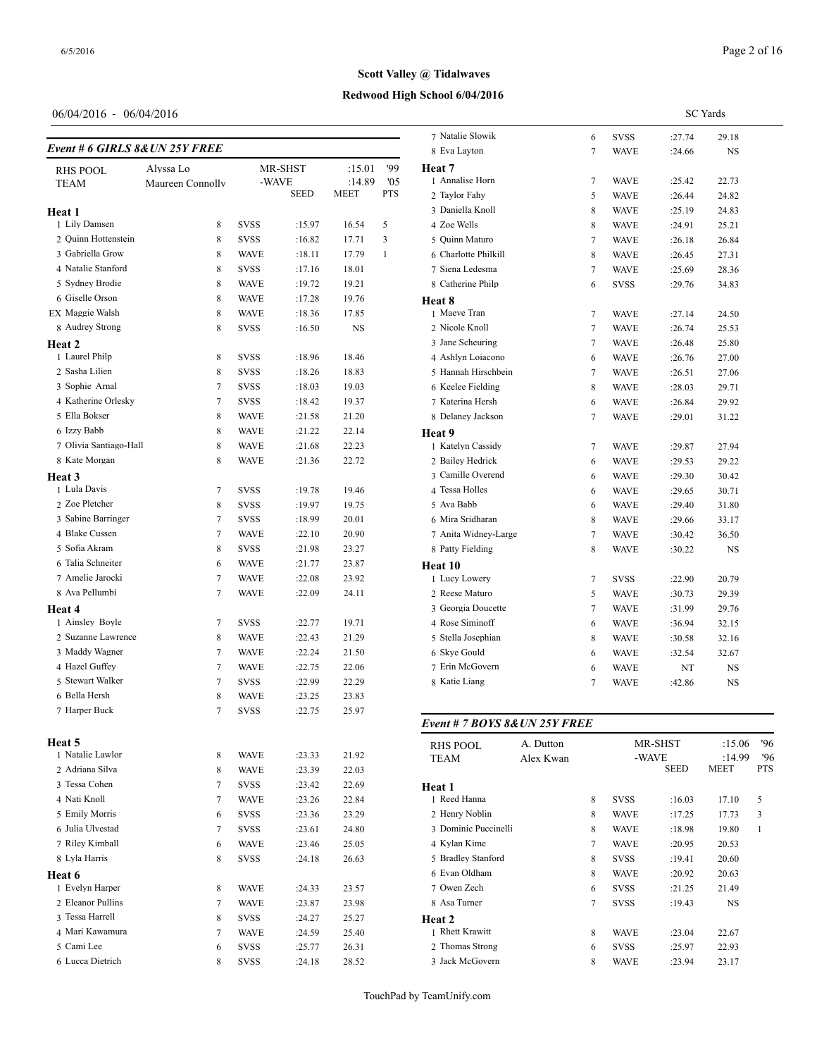**Scott Valley @ Tidalwaves**

**Redwood High School 6/04/2016**

06/04/2016 - 06/04/2016 SC Yards

### Event # 6 GIRLS 8&UN 25Y FREE

| | | | | | | |
|---|---|---|---|---|---|---|
| RHS POOL | Alyssa Lo | | MR-SHST | :15.01 | '99 | |
| TEAM | Maureen Connolly | | -WAVE | :14.89 | '05 | |
| | | | SEED | MEET | PTS | |
| **Heat 1** | | | | | | |
| 1 Lily Damsen | 8 | SVSS | :15.97 | 16.54 | 5 | |
| 2 Quinn Hottenstein | 8 | SVSS | :16.82 | 17.71 | 3 | |
| 3 Gabriella Grow | 8 | WAVE | :18.11 | 17.79 | 1 | |
| 4 Natalie Stanford | 8 | SVSS | :17.16 | 18.01 | | |
| 5 Sydney Brodie | 8 | WAVE | :19.72 | 19.21 | | |
| 6 Giselle Orson | 8 | WAVE | :17.28 | 19.76 | | |
| EX Maggie Walsh | 8 | WAVE | :18.36 | 17.85 | | |
| 8 Audrey Strong | 8 | SVSS | :16.50 | NS | | |
| **Heat 2** | | | | | | |
| 1 Laurel Philp | 8 | SVSS | :18.96 | 18.46 | | |
| 2 Sasha Lilien | 8 | SVSS | :18.26 | 18.83 | | |
| 3 Sophie Arnal | 7 | SVSS | :18.03 | 19.03 | | |
| 4 Katherine Orlesky | 7 | SVSS | :18.42 | 19.37 | | |
| 5 Ella Bokser | 8 | WAVE | :21.58 | 21.20 | | |
| 6 Izzy Babb | 8 | WAVE | :21.22 | 22.14 | | |
| 7 Olivia Santiago-Hall | 8 | WAVE | :21.68 | 22.23 | | |
| 8 Kate Morgan | 8 | WAVE | :21.36 | 22.72 | | |
| **Heat 3** | | | | | | |
| 1 Lula Davis | 7 | SVSS | :19.78 | 19.46 | | |
| 2 Zoe Pletcher | 8 | SVSS | :19.97 | 19.75 | | |
| 3 Sabine Barringer | 7 | SVSS | :18.99 | 20.01 | | |
| 4 Blake Cussen | 7 | WAVE | :22.10 | 20.90 | | |
| 5 Sofia Akram | 8 | SVSS | :21.98 | 23.27 | | |
| 6 Talia Schneiter | 6 | WAVE | :21.77 | 23.87 | | |
| 7 Amelie Jarocki | 7 | WAVE | :22.08 | 23.92 | | |
| 8 Ava Pellumbi | 7 | WAVE | :22.09 | 24.11 | | |
| **Heat 4** | | | | | | |
| 1 Ainsley Boyle | 7 | SVSS | :22.77 | 19.71 | | |
| 2 Suzanne Lawrence | 8 | WAVE | :22.43 | 21.29 | | |
| 3 Maddy Wagner | 7 | WAVE | :22.24 | 21.50 | | |
| 4 Hazel Guffey | 7 | WAVE | :22.75 | 22.06 | | |
| 5 Stewart Walker | 7 | SVSS | :22.99 | 22.29 | | |
| 6 Bella Hersh | 8 | WAVE | :23.25 | 23.83 | | |
| 7 Harper Buck | 7 | SVSS | :22.75 | 25.97 | | |
| **Heat 5** | | | | | | |
| 1 Natalie Lawlor | 8 | WAVE | :23.33 | 21.92 | | |
| 2 Adriana Silva | 8 | WAVE | :23.39 | 22.03 | | |
| 3 Tessa Cohen | 7 | SVSS | :23.42 | 22.69 | | |
| 4 Nati Knoll | 7 | WAVE | :23.26 | 22.84 | | |
| 5 Emily Morris | 6 | SVSS | :23.36 | 23.29 | | |
| 6 Julia Ulvestad | 7 | SVSS | :23.61 | 24.80 | | |
| 7 Riley Kimball | 6 | WAVE | :23.46 | 25.05 | | |
| 8 Lyla Harris | 8 | SVSS | :24.18 | 26.63 | | |
| **Heat 6** | | | | | | |
| 1 Evelyn Harper | 8 | WAVE | :24.33 | 23.57 | | |
| 2 Eleanor Pullins | 7 | WAVE | :23.87 | 23.98 | | |
| 3 Tessa Harrell | 8 | SVSS | :24.27 | 25.27 | | |
| 4 Mari Kawamura | 7 | WAVE | :24.59 | 25.40 | | |
| 5 Cami Lee | 6 | SVSS | :25.77 | 26.31 | | |
| 6 Lucca Dietrich | 8 | SVSS | :24.18 | 28.52 | | |
| 7 Natalie Slowik | 6 | SVSS | :27.74 | 29.18 | | |
| 8 Eva Layton | 7 | WAVE | :24.66 | NS | | |
| **Heat 7** | | | | | | |
| 1 Annalise Horn | 7 | WAVE | :25.42 | 22.73 | | |
| 2 Taylor Fahy | 5 | WAVE | :26.44 | 24.82 | | |
| 3 Daniella Knoll | 8 | WAVE | :25.19 | 24.83 | | |
| 4 Zoe Wells | 8 | WAVE | :24.91 | 25.21 | | |
| 5 Quinn Maturo | 7 | WAVE | :26.18 | 26.84 | | |
| 6 Charlotte Philkill | 8 | WAVE | :26.45 | 27.31 | | |
| 7 Siena Ledesma | 7 | WAVE | :25.69 | 28.36 | | |
| 8 Catherine Philp | 6 | SVSS | :29.76 | 34.83 | | |
| **Heat 8** | | | | | | |
| 1 Maeve Tran | 7 | WAVE | :27.14 | 24.50 | | |
| 2 Nicole Knoll | 7 | WAVE | :26.74 | 25.53 | | |
| 3 Jane Scheuring | 7 | WAVE | :26.48 | 25.80 | | |
| 4 Ashlyn Loiacono | 6 | WAVE | :26.76 | 27.00 | | |
| 5 Hannah Hirschbein | 7 | WAVE | :26.51 | 27.06 | | |
| 6 Keelee Fielding | 8 | WAVE | :28.03 | 29.71 | | |
| 7 Katerina Hersh | 6 | WAVE | :26.84 | 29.92 | | |
| 8 Delaney Jackson | 7 | WAVE | :29.01 | 31.22 | | |
| **Heat 9** | | | | | | |
| 1 Katelyn Cassidy | 7 | WAVE | :29.87 | 27.94 | | |
| 2 Bailey Hedrick | 6 | WAVE | :29.53 | 29.22 | | |
| 3 Camille Overend | 6 | WAVE | :29.30 | 30.42 | | |
| 4 Tessa Holles | 6 | WAVE | :29.65 | 30.71 | | |
| 5 Ava Babb | 6 | WAVE | :29.40 | 31.80 | | |
| 6 Mira Sridharan | 8 | WAVE | :29.66 | 33.17 | | |
| 7 Anita Widney-Large | 7 | WAVE | :30.42 | 36.50 | | |
| 8 Patty Fielding | 8 | WAVE | :30.22 | NS | | |
| **Heat 10** | | | | | | |
| 1 Lucy Lowery | 7 | SVSS | :22.90 | 20.79 | | |
| 2 Reese Maturo | 5 | WAVE | :30.73 | 29.39 | | |
| 3 Georgia Doucette | 7 | WAVE | :31.99 | 29.76 | | |
| 4 Rose Siminoff | 6 | WAVE | :36.94 | 32.15 | | |
| 5 Stella Josephian | 8 | WAVE | :30.58 | 32.16 | | |
| 6 Skye Gould | 6 | WAVE | :32.54 | 32.67 | | |
| 7 Erin McGovern | 6 | WAVE | NT | NS | | |
| 8 Katie Liang | 7 | WAVE | :42.86 | NS | | |

### Event # 7 BOYS 8&UN 25Y FREE

| | | | | | | |
|---|---|---|---|---|---|---|
| RHS POOL | A. Dutton | | MR-SHST | :15.06 | '96 | |
| TEAM | Alex Kwan | | -WAVE | :14.99 | '96 | |
| | | | SEED | MEET | PTS | |
| **Heat 1** | | | | | | |
| 1 Reed Hanna | 8 | SVSS | :16.03 | 17.10 | 5 | |
| 2 Henry Noblin | 8 | WAVE | :17.25 | 17.73 | 3 | |
| 3 Dominic Puccinelli | 8 | WAVE | :18.98 | 19.80 | 1 | |
| 4 Kylan Kime | 7 | WAVE | :20.95 | 20.53 | | |
| 5 Bradley Stanford | 8 | SVSS | :19.41 | 20.60 | | |
| 6 Evan Oldham | 8 | WAVE | :20.92 | 20.63 | | |
| 7 Owen Zech | 6 | SVSS | :21.25 | 21.49 | | |
| 8 Asa Turner | 7 | SVSS | :19.43 | NS | | |
| **Heat 2** | | | | | | |
| 1 Rhett Krawitt | 8 | WAVE | :23.04 | 22.67 | | |
| 2 Thomas Strong | 6 | SVSS | :25.97 | 22.93 | | |
| 3 Jack McGovern | 8 | WAVE | :23.94 | 23.17 | | |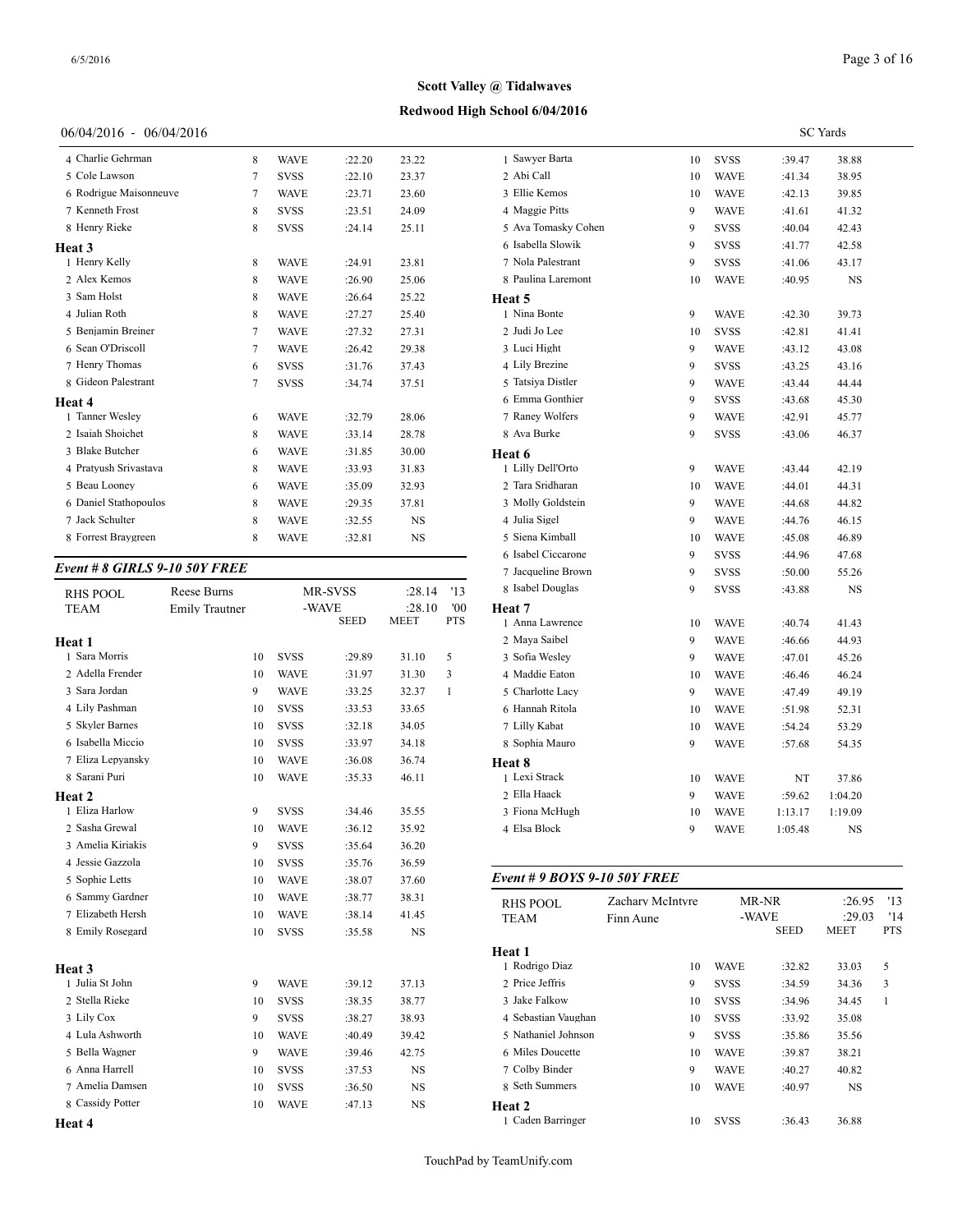Scott Valley @ Tidalwaves

Redwood High School 6/04/2016

06/04/2016 - 06/04/2016 SC Yards

| Name | Age | Team | Seed | Meet | Pts |
|---|---|---|---|---|---|
| 4 Charlie Gehrman | 8 | WAVE | :22.20 | 23.22 | |
| 5 Cole Lawson | 7 | SVSS | :22.10 | 23.37 | |
| 6 Rodrigue Maisonneuve | 7 | WAVE | :23.71 | 23.60 | |
| 7 Kenneth Frost | 8 | SVSS | :23.51 | 24.09 | |
| 8 Henry Rieke | 8 | SVSS | :24.14 | 25.11 | |
| **Heat 3** | | | | | |
| 1 Henry Kelly | 8 | WAVE | :24.91 | 23.81 | |
| 2 Alex Kemos | 8 | WAVE | :26.90 | 25.06 | |
| 3 Sam Holst | 8 | WAVE | :26.64 | 25.22 | |
| 4 Julian Roth | 8 | WAVE | :27.27 | 25.40 | |
| 5 Benjamin Breiner | 7 | WAVE | :27.32 | 27.31 | |
| 6 Sean O'Driscoll | 7 | WAVE | :26.42 | 29.38 | |
| 7 Henry Thomas | 6 | SVSS | :31.76 | 37.43 | |
| 8 Gideon Palestrant | 7 | SVSS | :34.74 | 37.51 | |
| **Heat 4** | | | | | |
| 1 Tanner Wesley | 6 | WAVE | :32.79 | 28.06 | |
| 2 Isaiah Shoichet | 8 | WAVE | :33.14 | 28.78 | |
| 3 Blake Butcher | 6 | WAVE | :31.85 | 30.00 | |
| 4 Pratyush Srivastava | 8 | WAVE | :33.93 | 31.83 | |
| 5 Beau Looney | 6 | WAVE | :35.09 | 32.93 | |
| 6 Daniel Stathopoulos | 8 | WAVE | :29.35 | 37.81 | |
| 7 Jack Schulter | 8 | WAVE | :32.55 | NS | |
| 8 Forrest Braygreen | 8 | WAVE | :32.81 | NS | |

### *Event # 8 GIRLS 9-10 50Y FREE*

| RHS POOL | Reese Burns | MR-SVSS | :28.14 | '13 |
|---|---|---|---|---|
| TEAM | Emily Trautner | -WAVE | :28.10 | '00 |

| Name | Age | Team | SEED | MEET | PTS |
|---|---|---|---|---|---|
| **Heat 1** | | | | | |
| 1 Sara Morris | 10 | SVSS | :29.89 | 31.10 | 5 |
| 2 Adella Frender | 10 | WAVE | :31.97 | 31.30 | 3 |
| 3 Sara Jordan | 9 | WAVE | :33.25 | 32.37 | 1 |
| 4 Lily Pashman | 10 | SVSS | :33.53 | 33.65 | |
| 5 Skyler Barnes | 10 | SVSS | :32.18 | 34.05 | |
| 6 Isabella Miccio | 10 | SVSS | :33.97 | 34.18 | |
| 7 Eliza Lepyansky | 10 | WAVE | :36.08 | 36.74 | |
| 8 Sarani Puri | 10 | WAVE | :35.33 | 46.11 | |
| **Heat 2** | | | | | |
| 1 Eliza Harlow | 9 | SVSS | :34.46 | 35.55 | |
| 2 Sasha Grewal | 10 | WAVE | :36.12 | 35.92 | |
| 3 Amelia Kiriakis | 9 | SVSS | :35.64 | 36.20 | |
| 4 Jessie Gazzola | 10 | SVSS | :35.76 | 36.59 | |
| 5 Sophie Letts | 10 | WAVE | :38.07 | 37.60 | |
| 6 Sammy Gardner | 10 | WAVE | :38.77 | 38.31 | |
| 7 Elizabeth Hersh | 10 | WAVE | :38.14 | 41.45 | |
| 8 Emily Rosegard | 10 | SVSS | :35.58 | NS | |
| **Heat 3** | | | | | |
| 1 Julia St John | 9 | WAVE | :39.12 | 37.13 | |
| 2 Stella Rieke | 10 | SVSS | :38.35 | 38.77 | |
| 3 Lily Cox | 9 | SVSS | :38.27 | 38.93 | |
| 4 Lula Ashworth | 10 | WAVE | :40.49 | 39.42 | |
| 5 Bella Wagner | 9 | WAVE | :39.46 | 42.75 | |
| 6 Anna Harrell | 10 | SVSS | :37.53 | NS | |
| 7 Amelia Damsen | 10 | SVSS | :36.50 | NS | |
| 8 Cassidy Potter | 10 | WAVE | :47.13 | NS | |
| **Heat 4** | | | | | |
| 1 Sawyer Barta | 10 | SVSS | :39.47 | 38.88 | |
| 2 Abi Call | 10 | WAVE | :41.34 | 38.95 | |
| 3 Ellie Kemos | 10 | WAVE | :42.13 | 39.85 | |
| 4 Maggie Pitts | 9 | WAVE | :41.61 | 41.32 | |
| 5 Ava Tomasky Cohen | 9 | SVSS | :40.04 | 42.43 | |
| 6 Isabella Slowik | 9 | SVSS | :41.77 | 42.58 | |
| 7 Nola Palestrant | 9 | SVSS | :41.06 | 43.17 | |
| 8 Paulina Laremont | 10 | WAVE | :40.95 | NS | |
| **Heat 5** | | | | | |
| 1 Nina Bonte | 9 | WAVE | :42.30 | 39.73 | |
| 2 Judi Jo Lee | 10 | SVSS | :42.81 | 41.41 | |
| 3 Luci Hight | 9 | WAVE | :43.12 | 43.08 | |
| 4 Lily Brezine | 9 | SVSS | :43.25 | 43.16 | |
| 5 Tatsiya Distler | 9 | WAVE | :43.44 | 44.44 | |
| 6 Emma Gonthier | 9 | SVSS | :43.68 | 45.30 | |
| 7 Raney Wolfers | 9 | WAVE | :42.91 | 45.77 | |
| 8 Ava Burke | 9 | SVSS | :43.06 | 46.37 | |
| **Heat 6** | | | | | |
| 1 Lilly Dell'Orto | 9 | WAVE | :43.44 | 42.19 | |
| 2 Tara Sridharan | 10 | WAVE | :44.01 | 44.31 | |
| 3 Molly Goldstein | 9 | WAVE | :44.68 | 44.82 | |
| 4 Julia Sigel | 9 | WAVE | :44.76 | 46.15 | |
| 5 Siena Kimball | 10 | WAVE | :45.08 | 46.89 | |
| 6 Isabel Ciccarone | 9 | SVSS | :44.96 | 47.68 | |
| 7 Jacqueline Brown | 9 | SVSS | :50.00 | 55.26 | |
| 8 Isabel Douglas | 9 | SVSS | :43.88 | NS | |
| **Heat 7** | | | | | |
| 1 Anna Lawrence | 10 | WAVE | :40.74 | 41.43 | |
| 2 Maya Saibel | 9 | WAVE | :46.66 | 44.93 | |
| 3 Sofia Wesley | 9 | WAVE | :47.01 | 45.26 | |
| 4 Maddie Eaton | 10 | WAVE | :46.46 | 46.24 | |
| 5 Charlotte Lacy | 9 | WAVE | :47.49 | 49.19 | |
| 6 Hannah Ritola | 10 | WAVE | :51.98 | 52.31 | |
| 7 Lilly Kabat | 10 | WAVE | :54.24 | 53.29 | |
| 8 Sophia Mauro | 9 | WAVE | :57.68 | 54.35 | |
| **Heat 8** | | | | | |
| 1 Lexi Strack | 10 | WAVE | NT | 37.86 | |
| 2 Ella Haack | 9 | WAVE | :59.62 | 1:04.20 | |
| 3 Fiona McHugh | 10 | WAVE | 1:13.17 | 1:19.09 | |
| 4 Elsa Block | 9 | WAVE | 1:05.48 | NS | |

### *Event # 9 BOYS 9-10 50Y FREE*

| RHS POOL | Zachary McIntyre | MR-NR | :26.95 | '13 |
|---|---|---|---|---|
| TEAM | Finn Aune | -WAVE | :29.03 | '14 |

| Name | Age | Team | SEED | MEET | PTS |
|---|---|---|---|---|---|
| **Heat 1** | | | | | |
| 1 Rodrigo Diaz | 10 | WAVE | :32.82 | 33.03 | 5 |
| 2 Price Jeffris | 9 | SVSS | :34.59 | 34.36 | 3 |
| 3 Jake Falkow | 10 | SVSS | :34.96 | 34.45 | 1 |
| 4 Sebastian Vaughan | 10 | SVSS | :33.92 | 35.08 | |
| 5 Nathaniel Johnson | 9 | SVSS | :35.86 | 35.56 | |
| 6 Miles Doucette | 10 | WAVE | :39.87 | 38.21 | |
| 7 Colby Binder | 9 | WAVE | :40.27 | 40.82 | |
| 8 Seth Summers | 10 | WAVE | :40.97 | NS | |
| **Heat 2** | | | | | |
| 1 Caden Barringer | 10 | SVSS | :36.43 | 36.88 | |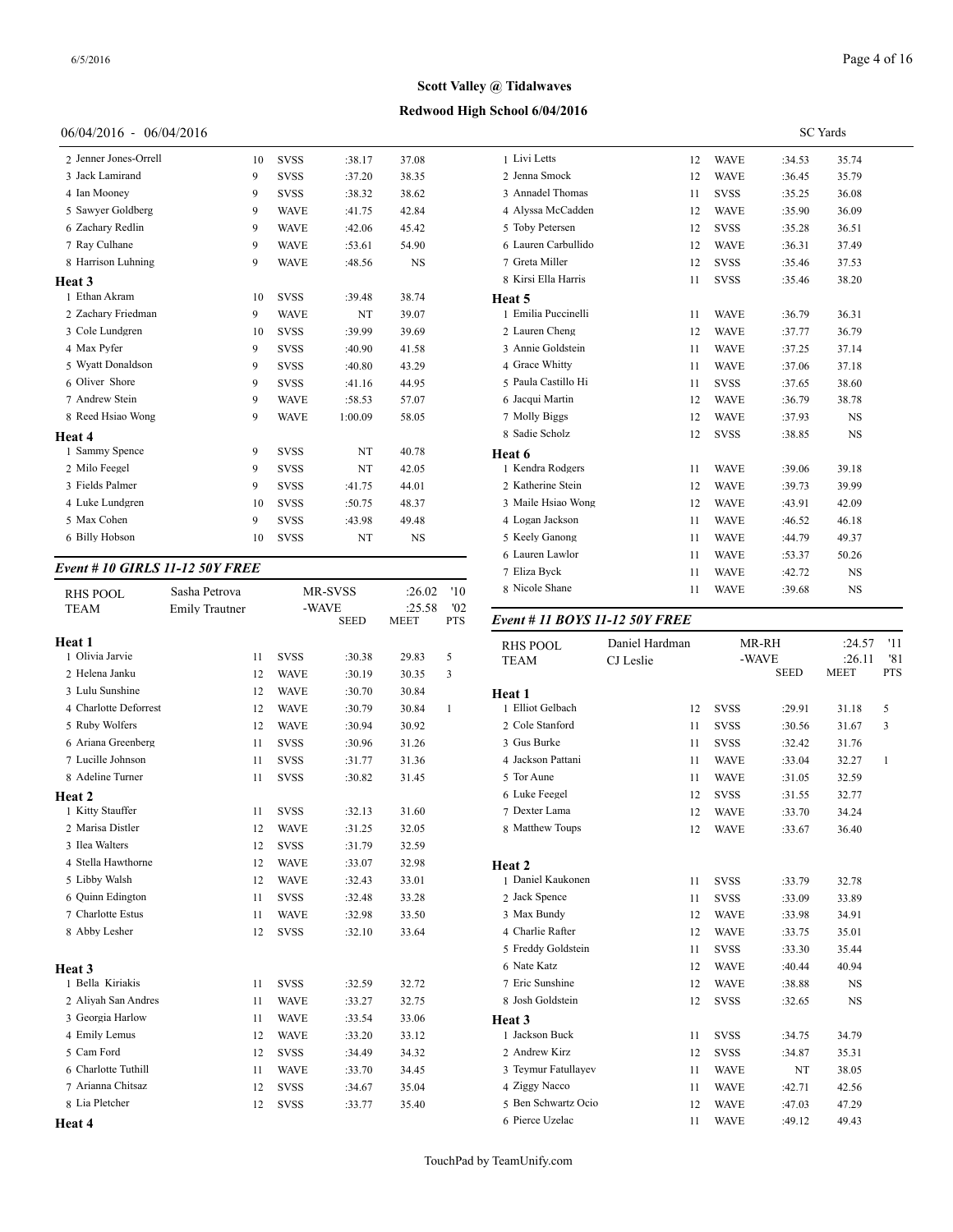Scott Valley @ Tidalwaves

Redwood High School 6/04/2016

06/04/2016 - 06/04/2016 SC Yards

| | Name | Age | Team | Seed | Meet | Pts |
|---|---|---|---|---|---|---|
| 2 | Jenner Jones-Orrell | 10 | SVSS | :38.17 | 37.08 | |
| 3 | Jack Lamirand | 9 | SVSS | :37.20 | 38.35 | |
| 4 | Ian Mooney | 9 | SVSS | :38.32 | 38.62 | |
| 5 | Sawyer Goldberg | 9 | WAVE | :41.75 | 42.84 | |
| 6 | Zachary Redlin | 9 | WAVE | :42.06 | 45.42 | |
| 7 | Ray Culhane | 9 | WAVE | :53.61 | 54.90 | |
| 8 | Harrison Luhning | 9 | WAVE | :48.56 | NS | |

**Heat 3**

| | Name | Age | Team | Seed | Meet | Pts |
|---|---|---|---|---|---|---|
| 1 | Ethan Akram | 10 | SVSS | :39.48 | 38.74 | |
| 2 | Zachary Friedman | 9 | WAVE | NT | 39.07 | |
| 3 | Cole Lundgren | 10 | SVSS | :39.99 | 39.69 | |
| 4 | Max Pyfer | 9 | SVSS | :40.90 | 41.58 | |
| 5 | Wyatt Donaldson | 9 | SVSS | :40.80 | 43.29 | |
| 6 | Oliver Shore | 9 | SVSS | :41.16 | 44.95 | |
| 7 | Andrew Stein | 9 | WAVE | :58.53 | 57.07 | |
| 8 | Reed Hsiao Wong | 9 | WAVE | 1:00.09 | 58.05 | |

**Heat 4**

| | Name | Age | Team | Seed | Meet | Pts |
|---|---|---|---|---|---|---|
| 1 | Sammy Spence | 9 | SVSS | NT | 40.78 | |
| 2 | Milo Feegel | 9 | SVSS | NT | 42.05 | |
| 3 | Fields Palmer | 9 | SVSS | :41.75 | 44.01 | |
| 4 | Luke Lundgren | 10 | SVSS | :50.75 | 48.37 | |
| 5 | Max Cohen | 9 | SVSS | :43.98 | 49.48 | |
| 6 | Billy Hobson | 10 | SVSS | NT | NS | |

### *Event # 10 GIRLS 11-12 50Y FREE*

| RHS POOL | Sasha Petrova | MR-SVSS | :26.02 | '10 |
|---|---|---|---|---|
| TEAM | Emily Trautner | -WAVE | :25.58 | '02 |

**Heat 1**

| | Name | Age | Team | Seed | Meet | Pts |
|---|---|---|---|---|---|---|
| 1 | Olivia Jarvie | 11 | SVSS | :30.38 | 29.83 | 5 |
| 2 | Helena Janku | 12 | WAVE | :30.19 | 30.35 | 3 |
| 3 | Lulu Sunshine | 12 | WAVE | :30.70 | 30.84 | |
| 4 | Charlotte Deforrest | 12 | WAVE | :30.79 | 30.84 | 1 |
| 5 | Ruby Wolfers | 12 | WAVE | :30.94 | 30.92 | |
| 6 | Ariana Greenberg | 11 | SVSS | :30.96 | 31.26 | |
| 7 | Lucille Johnson | 11 | SVSS | :31.77 | 31.36 | |
| 8 | Adeline Turner | 11 | SVSS | :30.82 | 31.45 | |

**Heat 2**

| | Name | Age | Team | Seed | Meet | Pts |
|---|---|---|---|---|---|---|
| 1 | Kitty Stauffer | 11 | SVSS | :32.13 | 31.60 | |
| 2 | Marisa Distler | 12 | WAVE | :31.25 | 32.05 | |
| 3 | Ilea Walters | 12 | SVSS | :31.79 | 32.59 | |
| 4 | Stella Hawthorne | 12 | WAVE | :33.07 | 32.98 | |
| 5 | Libby Walsh | 12 | WAVE | :32.43 | 33.01 | |
| 6 | Quinn Edington | 11 | SVSS | :32.48 | 33.28 | |
| 7 | Charlotte Estus | 11 | WAVE | :32.98 | 33.50 | |
| 8 | Abby Lesher | 12 | SVSS | :32.10 | 33.64 | |

**Heat 3**

| | Name | Age | Team | Seed | Meet | Pts |
|---|---|---|---|---|---|---|
| 1 | Bella Kiriakis | 11 | SVSS | :32.59 | 32.72 | |
| 2 | Aliyah San Andres | 11 | WAVE | :33.27 | 32.75 | |
| 3 | Georgia Harlow | 11 | WAVE | :33.54 | 33.06 | |
| 4 | Emily Lemus | 12 | WAVE | :33.20 | 33.12 | |
| 5 | Cam Ford | 12 | SVSS | :34.49 | 34.32 | |
| 6 | Charlotte Tuthill | 11 | WAVE | :33.70 | 34.45 | |
| 7 | Arianna Chitsaz | 12 | SVSS | :34.67 | 35.04 | |
| 8 | Lia Pletcher | 12 | SVSS | :33.77 | 35.40 | |

**Heat 4**

| | Name | Age | Team | Seed | Meet | Pts |
|---|---|---|---|---|---|---|
| 1 | Livi Letts | 12 | WAVE | :34.53 | 35.74 | |
| 2 | Jenna Smock | 12 | WAVE | :36.45 | 35.79 | |
| 3 | Annadel Thomas | 11 | SVSS | :35.25 | 36.08 | |
| 4 | Alyssa McCadden | 12 | WAVE | :35.90 | 36.09 | |
| 5 | Toby Petersen | 12 | SVSS | :35.28 | 36.51 | |
| 6 | Lauren Carbullido | 12 | WAVE | :36.31 | 37.49 | |
| 7 | Greta Miller | 12 | SVSS | :35.46 | 37.53 | |
| 8 | Kirsi Ella Harris | 11 | SVSS | :35.46 | 38.20 | |

**Heat 5**

| | Name | Age | Team | Seed | Meet | Pts |
|---|---|---|---|---|---|---|
| 1 | Emilia Puccinelli | 11 | WAVE | :36.79 | 36.31 | |
| 2 | Lauren Cheng | 12 | WAVE | :37.77 | 36.79 | |
| 3 | Annie Goldstein | 11 | WAVE | :37.25 | 37.14 | |
| 4 | Grace Whitty | 11 | WAVE | :37.06 | 37.18 | |
| 5 | Paula Castillo Hi | 11 | SVSS | :37.65 | 38.60 | |
| 6 | Jacqui Martin | 12 | WAVE | :36.79 | 38.78 | |
| 7 | Molly Biggs | 12 | WAVE | :37.93 | NS | |
| 8 | Sadie Scholz | 12 | SVSS | :38.85 | NS | |

**Heat 6**

| | Name | Age | Team | Seed | Meet | Pts |
|---|---|---|---|---|---|---|
| 1 | Kendra Rodgers | 11 | WAVE | :39.06 | 39.18 | |
| 2 | Katherine Stein | 12 | WAVE | :39.73 | 39.99 | |
| 3 | Maile Hsiao Wong | 12 | WAVE | :43.91 | 42.09 | |
| 4 | Logan Jackson | 11 | WAVE | :46.52 | 46.18 | |
| 5 | Keely Ganong | 11 | WAVE | :44.79 | 49.37 | |
| 6 | Lauren Lawlor | 11 | WAVE | :53.37 | 50.26 | |
| 7 | Eliza Byck | 11 | WAVE | :42.72 | NS | |
| 8 | Nicole Shane | 11 | WAVE | :39.68 | NS | |

### *Event # 11 BOYS 11-12 50Y FREE*

| RHS POOL | Daniel Hardman | MR-RH | :24.57 | '11 |
|---|---|---|---|---|
| TEAM | CJ Leslie | -WAVE | :26.11 | '81 |

**Heat 1**

| | Name | Age | Team | Seed | Meet | Pts |
|---|---|---|---|---|---|---|
| 1 | Elliot Gelbach | 12 | SVSS | :29.91 | 31.18 | 5 |
| 2 | Cole Stanford | 11 | SVSS | :30.56 | 31.67 | 3 |
| 3 | Gus Burke | 11 | SVSS | :32.42 | 31.76 | |
| 4 | Jackson Pattani | 11 | WAVE | :33.04 | 32.27 | 1 |
| 5 | Tor Aune | 11 | WAVE | :31.05 | 32.59 | |
| 6 | Luke Feegel | 12 | SVSS | :31.55 | 32.77 | |
| 7 | Dexter Lama | 12 | WAVE | :33.70 | 34.24 | |
| 8 | Matthew Toups | 12 | WAVE | :33.67 | 36.40 | |

**Heat 2**

| | Name | Age | Team | Seed | Meet | Pts |
|---|---|---|---|---|---|---|
| 1 | Daniel Kaukonen | 11 | SVSS | :33.79 | 32.78 | |
| 2 | Jack Spence | 11 | SVSS | :33.09 | 33.89 | |
| 3 | Max Bundy | 12 | WAVE | :33.98 | 34.91 | |
| 4 | Charlie Rafter | 12 | WAVE | :33.75 | 35.01 | |
| 5 | Freddy Goldstein | 11 | SVSS | :33.30 | 35.44 | |
| 6 | Nate Katz | 12 | WAVE | :40.44 | 40.94 | |
| 7 | Eric Sunshine | 12 | WAVE | :38.88 | NS | |
| 8 | Josh Goldstein | 12 | SVSS | :32.65 | NS | |

**Heat 3**

| | Name | Age | Team | Seed | Meet | Pts |
|---|---|---|---|---|---|---|
| 1 | Jackson Buck | 11 | SVSS | :34.75 | 34.79 | |
| 2 | Andrew Kirz | 12 | SVSS | :34.87 | 35.31 | |
| 3 | Teymur Fatullayev | 11 | WAVE | NT | 38.05 | |
| 4 | Ziggy Nacco | 11 | WAVE | :42.71 | 42.56 | |
| 5 | Ben Schwartz Ocio | 12 | WAVE | :47.03 | 47.29 | |
| 6 | Pierce Uzelac | 11 | WAVE | :49.12 | 49.43 | |

TouchPad by TeamUnify.com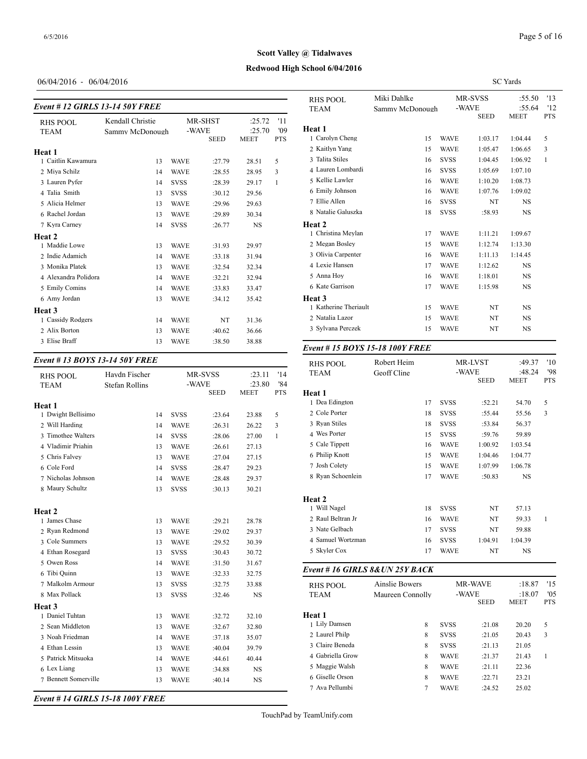# Scott Valley @ Tidalwaves

## Redwood High School 6/04/2016

06/04/2016 - 06/04/2016

SC Yards

### Event # 12 GIRLS 13-14 50Y FREE

| RHS POOL | Kendall Christie | | MR-SHST | :25.72 | '11 |
|---|---|---|---|---|---|
| TEAM | Sammy McDonough | | -WAVE | :25.70 | '09 |
| | | | SEED | MEET | PTS |
| **Heat 1** | | | | | |
| 1 Caitlin Kawamura | 13 | WAVE | :27.79 | 28.51 | 5 |
| 2 Miya Schilz | 14 | WAVE | :28.55 | 28.95 | 3 |
| 3 Lauren Pyfer | 14 | SVSS | :28.39 | 29.17 | 1 |
| 4 Talia Smith | 13 | SVSS | :30.12 | 29.56 | |
| 5 Alicia Helmer | 13 | WAVE | :29.96 | 29.63 | |
| 6 Rachel Jordan | 13 | WAVE | :29.89 | 30.34 | |
| 7 Kyra Carney | 14 | SVSS | :26.77 | NS | |
| **Heat 2** | | | | | |
| 1 Maddie Lowe | 13 | WAVE | :31.93 | 29.97 | |
| 2 Indie Adamich | 14 | WAVE | :33.18 | 31.94 | |
| 3 Monika Platek | 13 | WAVE | :32.54 | 32.34 | |
| 4 Alexandra Polidora | 14 | WAVE | :32.21 | 32.94 | |
| 5 Emily Comins | 14 | WAVE | :33.83 | 33.47 | |
| 6 Amy Jordan | 13 | WAVE | :34.12 | 35.42 | |
| **Heat 3** | | | | | |
| 1 Cassidy Rodgers | 14 | WAVE | NT | 31.36 | |
| 2 Alix Borton | 13 | WAVE | :40.62 | 36.66 | |
| 3 Elise Braff | 13 | WAVE | :38.50 | 38.88 | |

### Event # 13 BOYS 13-14 50Y FREE

| RHS POOL | Haydn Fischer | | MR-SVSS | :23.11 | '14 |
|---|---|---|---|---|---|
| TEAM | Stefan Rollins | | -WAVE | :23.80 | '84 |
| | | | SEED | MEET | PTS |
| **Heat 1** | | | | | |
| 1 Dwight Bellisimo | 14 | SVSS | :23.64 | 23.88 | 5 |
| 2 Will Harding | 14 | WAVE | :26.31 | 26.22 | 3 |
| 3 Timothee Walters | 14 | SVSS | :28.06 | 27.00 | 1 |
| 4 Vladimir Priahin | 13 | WAVE | :26.61 | 27.13 | |
| 5 Chris Falvey | 13 | WAVE | :27.04 | 27.15 | |
| 6 Cole Ford | 14 | SVSS | :28.47 | 29.23 | |
| 7 Nicholas Johnson | 14 | WAVE | :28.48 | 29.37 | |
| 8 Maury Schultz | 13 | SVSS | :30.13 | 30.21 | |
| **Heat 2** | | | | | |
| 1 James Chase | 13 | WAVE | :29.21 | 28.78 | |
| 2 Ryan Redmond | 13 | WAVE | :29.02 | 29.37 | |
| 3 Cole Summers | 13 | WAVE | :29.52 | 30.39 | |
| 4 Ethan Rosegard | 13 | SVSS | :30.43 | 30.72 | |
| 5 Owen Ross | 14 | WAVE | :31.50 | 31.67 | |
| 6 Tibi Quinn | 13 | WAVE | :32.33 | 32.75 | |
| 7 Malkolm Armour | 13 | SVSS | :32.75 | 33.88 | |
| 8 Max Pollack | 13 | SVSS | :32.46 | NS | |
| **Heat 3** | | | | | |
| 1 Daniel Tuhtan | 13 | WAVE | :32.72 | 32.10 | |
| 2 Sean Middleton | 13 | WAVE | :32.67 | 32.80 | |
| 3 Noah Friedman | 14 | WAVE | :37.18 | 35.07 | |
| 4 Ethan Lessin | 13 | WAVE | :40.04 | 39.79 | |
| 5 Patrick Mitsuoka | 14 | WAVE | :44.61 | 40.44 | |
| 6 Lex Liang | 13 | WAVE | :34.88 | NS | |
| 7 Bennett Somerville | 13 | WAVE | :40.14 | NS | |

### Event # 14 GIRLS 15-18 100Y FREE

| RHS POOL | Miki Dahlke | | MR-SVSS | :55.50 | '13 |
|---|---|---|---|---|---|
| TEAM | Sammy McDonough | | -WAVE | :55.64 | '12 |
| | | | SEED | MEET | PTS |
| **Heat 1** | | | | | |
| 1 Carolyn Cheng | 15 | WAVE | 1:03.17 | 1:04.44 | 5 |
| 2 Kaitlyn Yang | 15 | WAVE | 1:05.47 | 1:06.65 | 3 |
| 3 Talita Stiles | 16 | SVSS | 1:04.45 | 1:06.92 | 1 |
| 4 Lauren Lombardi | 16 | SVSS | 1:05.69 | 1:07.10 | |
| 5 Kellie Lawler | 16 | WAVE | 1:10.20 | 1:08.73 | |
| 6 Emily Johnson | 16 | WAVE | 1:07.76 | 1:09.02 | |
| 7 Ellie Allen | 16 | SVSS | NT | NS | |
| 8 Natalie Galuszka | 18 | SVSS | :58.93 | NS | |
| **Heat 2** | | | | | |
| 1 Christina Meylan | 17 | WAVE | 1:11.21 | 1:09.67 | |
| 2 Megan Bosley | 15 | WAVE | 1:12.74 | 1:13.30 | |
| 3 Olivia Carpenter | 16 | WAVE | 1:11.13 | 1:14.45 | |
| 4 Lexie Hansen | 17 | WAVE | 1:12.62 | NS | |
| 5 Anna Hoy | 16 | WAVE | 1:18.01 | NS | |
| 6 Kate Garrison | 17 | WAVE | 1:15.98 | NS | |
| **Heat 3** | | | | | |
| 1 Katherine Theriault | 15 | WAVE | NT | NS | |
| 2 Natalia Lazor | 15 | WAVE | NT | NS | |
| 3 Sylvana Perczek | 15 | WAVE | NT | NS | |

### Event # 15 BOYS 15-18 100Y FREE

| RHS POOL | Robert Heim | | MR-LVST | :49.37 | '10 |
|---|---|---|---|---|---|
| TEAM | Geoff Cline | | -WAVE | :48.24 | '98 |
| | | | SEED | MEET | PTS |
| **Heat 1** | | | | | |
| 1 Dea Edington | 17 | SVSS | :52.21 | 54.70 | 5 |
| 2 Cole Porter | 18 | SVSS | :55.44 | 55.56 | 3 |
| 3 Ryan Stiles | 18 | SVSS | :53.84 | 56.37 | |
| 4 Wes Porter | 15 | SVSS | :59.76 | 59.89 | |
| 5 Cale Tippett | 16 | WAVE | 1:00.92 | 1:03.54 | |
| 6 Philip Knott | 15 | WAVE | 1:04.46 | 1:04.77 | |
| 7 Josh Colety | 15 | WAVE | 1:07.99 | 1:06.78 | |
| 8 Ryan Schoenlein | 17 | WAVE | :50.83 | NS | |
| **Heat 2** | | | | | |
| 1 Will Nagel | 18 | SVSS | NT | 57.13 | |
| 2 Raul Beltran Jr | 16 | WAVE | NT | 59.33 | 1 |
| 3 Nate Gelbach | 17 | SVSS | NT | 59.88 | |
| 4 Samuel Wortzman | 16 | SVSS | 1:04.91 | 1:04.39 | |
| 5 Skyler Cox | 17 | WAVE | NT | NS | |

### Event # 16 GIRLS 8&UN 25Y BACK

| RHS POOL | Ainslie Bowers | | MR-WAVE | :18.87 | '15 |
|---|---|---|---|---|---|
| TEAM | Maureen Connolly | | -WAVE | :18.07 | '05 |
| | | | SEED | MEET | PTS |
| **Heat 1** | | | | | |
| 1 Lily Damsen | 8 | SVSS | :21.08 | 20.20 | 5 |
| 2 Laurel Philp | 8 | SVSS | :21.05 | 20.43 | 3 |
| 3 Claire Beneda | 8 | SVSS | :21.13 | 21.05 | |
| 4 Gabriella Grow | 8 | WAVE | :21.37 | 21.43 | 1 |
| 5 Maggie Walsh | 8 | WAVE | :21.11 | 22.36 | |
| 6 Giselle Orson | 8 | WAVE | :22.71 | 23.21 | |
| 7 Ava Pellumbi | 7 | WAVE | :24.52 | 25.02 | |

TouchPad by TeamUnify.com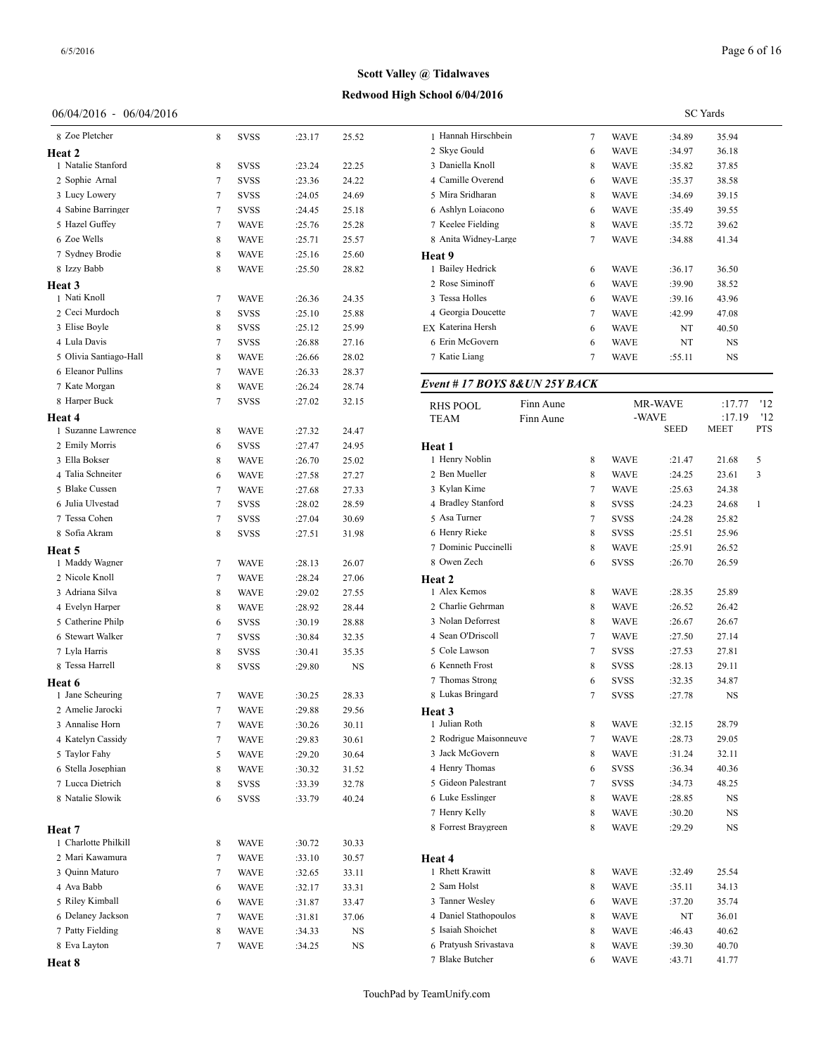**Scott Valley @ Tidalwaves**

**Redwood High School 6/04/2016**

06/04/2016 - 06/04/2016 SC Yards

| | Name | Age | Team | Seed | Finals | Pts |
|---|---|---|---|---|---|---|
| 8 | Zoe Pletcher | 8 | SVSS | :23.17 | 25.52 | |

**Heat 2**

| | Name | Age | Team | Seed | Finals | Pts |
|---|---|---|---|---|---|---|
| 1 | Natalie Stanford | 8 | SVSS | :23.24 | 22.25 | |
| 2 | Sophie Arnal | 7 | SVSS | :23.36 | 24.22 | |
| 3 | Lucy Lowery | 7 | SVSS | :24.05 | 24.69 | |
| 4 | Sabine Barringer | 7 | SVSS | :24.45 | 25.18 | |
| 5 | Hazel Guffey | 7 | WAVE | :25.76 | 25.28 | |
| 6 | Zoe Wells | 8 | WAVE | :25.71 | 25.57 | |
| 7 | Sydney Brodie | 8 | WAVE | :25.16 | 25.60 | |
| 8 | Izzy Babb | 8 | WAVE | :25.50 | 28.82 | |

**Heat 3**

| | Name | Age | Team | Seed | Finals | Pts |
|---|---|---|---|---|---|---|
| 1 | Nati Knoll | 7 | WAVE | :26.36 | 24.35 | |
| 2 | Ceci Murdoch | 8 | SVSS | :25.10 | 25.88 | |
| 3 | Elise Boyle | 8 | SVSS | :25.12 | 25.99 | |
| 4 | Lula Davis | 7 | SVSS | :26.88 | 27.16 | |
| 5 | Olivia Santiago-Hall | 8 | WAVE | :26.66 | 28.02 | |
| 6 | Eleanor Pullins | 7 | WAVE | :26.33 | 28.37 | |
| 7 | Kate Morgan | 8 | WAVE | :26.24 | 28.74 | |
| 8 | Harper Buck | 7 | SVSS | :27.02 | 32.15 | |

**Heat 4**

| | Name | Age | Team | Seed | Finals | Pts |
|---|---|---|---|---|---|---|
| 1 | Suzanne Lawrence | 8 | WAVE | :27.32 | 24.47 | |
| 2 | Emily Morris | 6 | SVSS | :27.47 | 24.95 | |
| 3 | Ella Bokser | 8 | WAVE | :26.70 | 25.02 | |
| 4 | Talia Schneiter | 6 | WAVE | :27.58 | 27.27 | |
| 5 | Blake Cussen | 7 | WAVE | :27.68 | 27.33 | |
| 6 | Julia Ulvestad | 7 | SVSS | :28.02 | 28.59 | |
| 7 | Tessa Cohen | 7 | SVSS | :27.04 | 30.69 | |
| 8 | Sofia Akram | 8 | SVSS | :27.51 | 31.98 | |

**Heat 5**

| | Name | Age | Team | Seed | Finals | Pts |
|---|---|---|---|---|---|---|
| 1 | Maddy Wagner | 7 | WAVE | :28.13 | 26.07 | |
| 2 | Nicole Knoll | 7 | WAVE | :28.24 | 27.06 | |
| 3 | Adriana Silva | 8 | WAVE | :29.02 | 27.55 | |
| 4 | Evelyn Harper | 8 | WAVE | :28.92 | 28.44 | |
| 5 | Catherine Philp | 6 | SVSS | :30.19 | 28.88 | |
| 6 | Stewart Walker | 7 | SVSS | :30.84 | 32.35 | |
| 7 | Lyla Harris | 8 | SVSS | :30.41 | 35.35 | |
| 8 | Tessa Harrell | 8 | SVSS | :29.80 | NS | |

**Heat 6**

| | Name | Age | Team | Seed | Finals | Pts |
|---|---|---|---|---|---|---|
| 1 | Jane Scheuring | 7 | WAVE | :30.25 | 28.33 | |
| 2 | Amelie Jarocki | 7 | WAVE | :29.88 | 29.56 | |
| 3 | Annalise Horn | 7 | WAVE | :30.26 | 30.11 | |
| 4 | Katelyn Cassidy | 7 | WAVE | :29.83 | 30.61 | |
| 5 | Taylor Fahy | 5 | WAVE | :29.20 | 30.64 | |
| 6 | Stella Josephian | 8 | WAVE | :30.32 | 31.52 | |
| 7 | Lucca Dietrich | 8 | SVSS | :33.39 | 32.78 | |
| 8 | Natalie Slowik | 6 | SVSS | :33.79 | 40.24 | |

**Heat 7**

| | Name | Age | Team | Seed | Finals | Pts |
|---|---|---|---|---|---|---|
| 1 | Charlotte Philkill | 8 | WAVE | :30.72 | 30.33 | |
| 2 | Mari Kawamura | 7 | WAVE | :33.10 | 30.57 | |
| 3 | Quinn Maturo | 7 | WAVE | :32.65 | 33.11 | |
| 4 | Ava Babb | 6 | WAVE | :32.17 | 33.31 | |
| 5 | Riley Kimball | 6 | WAVE | :31.87 | 33.47 | |
| 6 | Delaney Jackson | 7 | WAVE | :31.81 | 37.06 | |
| 7 | Patty Fielding | 8 | WAVE | :34.33 | NS | |
| 8 | Eva Layton | 7 | WAVE | :34.25 | NS | |

**Heat 8**

| | Name | Age | Team | Seed | Finals | Pts |
|---|---|---|---|---|---|---|
| 1 | Hannah Hirschbein | 7 | WAVE | :34.89 | 35.94 | |
| 2 | Skye Gould | 6 | WAVE | :34.97 | 36.18 | |
| 3 | Daniella Knoll | 8 | WAVE | :35.82 | 37.85 | |
| 4 | Camille Overend | 6 | WAVE | :35.37 | 38.58 | |
| 5 | Mira Sridharan | 8 | WAVE | :34.69 | 39.15 | |
| 6 | Ashlyn Loiacono | 6 | WAVE | :35.49 | 39.55 | |
| 7 | Keelee Fielding | 8 | WAVE | :35.72 | 39.62 | |
| 8 | Anita Widney-Large | 7 | WAVE | :34.88 | 41.34 | |

**Heat 9**

| | Name | Age | Team | Seed | Finals | Pts |
|---|---|---|---|---|---|---|
| 1 | Bailey Hedrick | 6 | WAVE | :36.17 | 36.50 | |
| 2 | Rose Siminoff | 6 | WAVE | :39.90 | 38.52 | |
| 3 | Tessa Holles | 6 | WAVE | :39.16 | 43.96 | |
| 4 | Georgia Doucette | 7 | WAVE | :42.99 | 47.08 | |
| EX | Katerina Hersh | 6 | WAVE | NT | 40.50 | |
| 6 | Erin McGovern | 6 | WAVE | NT | NS | |
| 7 | Katie Liang | 7 | WAVE | :55.11 | NS | |

## *Event # 17 BOYS 8&UN 25Y BACK*

| | | | | |
|---|---|---|---|---|
| RHS POOL | Finn Aune | MR-WAVE | :17.77 | '12 |
| TEAM | Finn Aune | -WAVE | :17.19 | '12 |

**Heat 1**

| | Name | Age | Team | Seed | Meet | Pts |
|---|---|---|---|---|---|---|
| 1 | Henry Noblin | 8 | WAVE | :21.47 | 21.68 | 5 |
| 2 | Ben Mueller | 8 | WAVE | :24.25 | 23.61 | 3 |
| 3 | Kylan Kime | 7 | WAVE | :25.63 | 24.38 | |
| 4 | Bradley Stanford | 8 | SVSS | :24.23 | 24.68 | 1 |
| 5 | Asa Turner | 7 | SVSS | :24.28 | 25.82 | |
| 6 | Henry Rieke | 8 | SVSS | :25.51 | 25.96 | |
| 7 | Dominic Puccinelli | 8 | WAVE | :25.91 | 26.52 | |
| 8 | Owen Zech | 6 | SVSS | :26.70 | 26.59 | |

**Heat 2**

| | Name | Age | Team | Seed | Meet | Pts |
|---|---|---|---|---|---|---|
| 1 | Alex Kemos | 8 | WAVE | :28.35 | 25.89 | |
| 2 | Charlie Gehrman | 8 | WAVE | :26.52 | 26.42 | |
| 3 | Nolan Deforrest | 8 | WAVE | :26.67 | 26.67 | |
| 4 | Sean O'Driscoll | 7 | WAVE | :27.50 | 27.14 | |
| 5 | Cole Lawson | 7 | SVSS | :27.53 | 27.81 | |
| 6 | Kenneth Frost | 8 | SVSS | :28.13 | 29.11 | |
| 7 | Thomas Strong | 6 | SVSS | :32.35 | 34.87 | |
| 8 | Lukas Bringard | 7 | SVSS | :27.78 | NS | |

**Heat 3**

| | Name | Age | Team | Seed | Meet | Pts |
|---|---|---|---|---|---|---|
| 1 | Julian Roth | 8 | WAVE | :32.15 | 28.79 | |
| 2 | Rodrigue Maisonneuve | 7 | WAVE | :28.73 | 29.05 | |
| 3 | Jack McGovern | 8 | WAVE | :31.24 | 32.11 | |
| 4 | Henry Thomas | 6 | SVSS | :36.34 | 40.36 | |
| 5 | Gideon Palestrant | 7 | SVSS | :34.73 | 48.25 | |
| 6 | Luke Esslinger | 8 | WAVE | :28.85 | NS | |
| 7 | Henry Kelly | 8 | WAVE | :30.20 | NS | |
| 8 | Forrest Braygreen | 8 | WAVE | :29.29 | NS | |

**Heat 4**

| | Name | Age | Team | Seed | Meet | Pts |
|---|---|---|---|---|---|---|
| 1 | Rhett Krawitt | 8 | WAVE | :32.49 | 25.54 | |
| 2 | Sam Holst | 8 | WAVE | :35.11 | 34.13 | |
| 3 | Tanner Wesley | 6 | WAVE | :37.20 | 35.74 | |
| 4 | Daniel Stathopoulos | 8 | WAVE | NT | 36.01 | |
| 5 | Isaiah Shoichet | 8 | WAVE | :46.43 | 40.62 | |
| 6 | Pratyush Srivastava | 8 | WAVE | :39.30 | 40.70 | |
| 7 | Blake Butcher | 6 | WAVE | :43.71 | 41.77 | |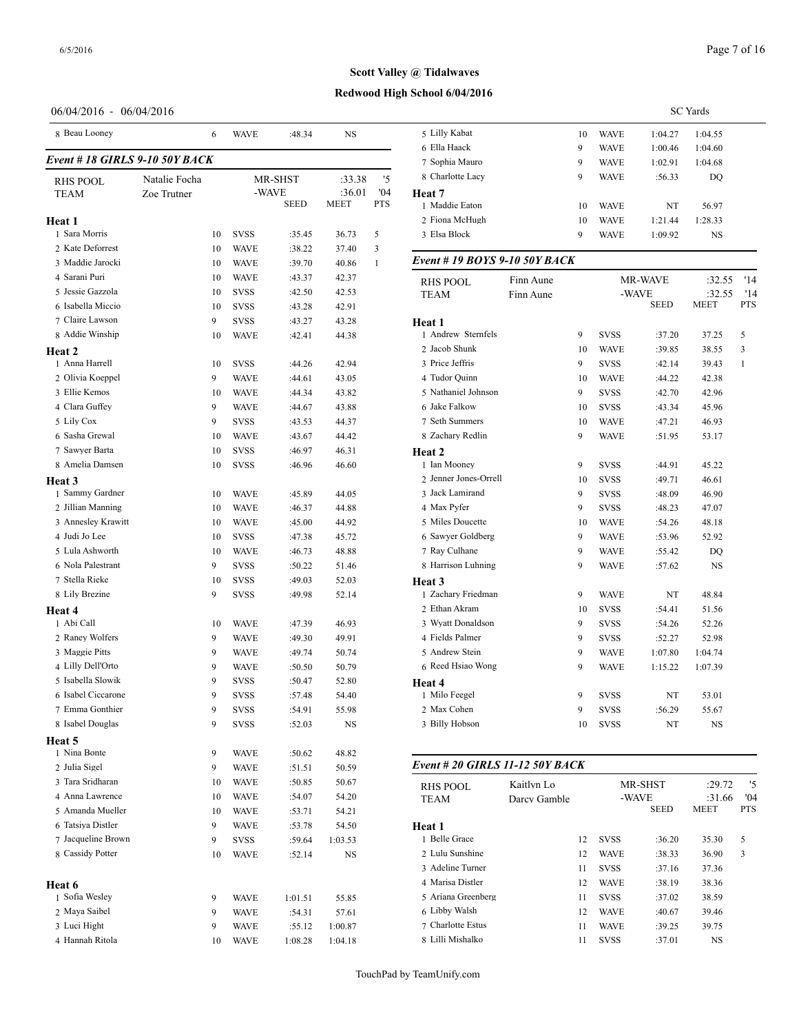**Scott Valley @ Tidalwaves**

**Redwood High School 6/04/2016**

06/04/2016 - 06/04/2016 SC Yards

| | | Age | Team | Seed | Meet | Pts |
|---|---|---|---|---|---|---|
| 8 | Beau Looney | 6 | WAVE | :48.34 | NS | |

### *Event # 18 GIRLS 9-10 50Y BACK*

| RHS POOL | Natalie Focha | MR-SHST | :33.38 | '5 |
|---|---|---|---|---|
| TEAM | Zoe Trutner | -WAVE | :36.01 | '04 |

| | | Age | Team | SEED | MEET | PTS |
|---|---|---|---|---|---|---|
| **Heat 1** | | | | | | |
| 1 | Sara Morris | 10 | SVSS | :35.45 | 36.73 | 5 |
| 2 | Kate Deforrest | 10 | WAVE | :38.22 | 37.40 | 3 |
| 3 | Maddie Jarocki | 10 | WAVE | :39.70 | 40.86 | 1 |
| 4 | Sarani Puri | 10 | WAVE | :43.37 | 42.37 | |
| 5 | Jessie Gazzola | 10 | SVSS | :42.50 | 42.53 | |
| 6 | Isabella Miccio | 10 | SVSS | :43.28 | 42.91 | |
| 7 | Claire Lawson | 9 | SVSS | :43.27 | 43.28 | |
| 8 | Addie Winship | 10 | WAVE | :42.41 | 44.38 | |
| **Heat 2** | | | | | | |
| 1 | Anna Harrell | 10 | SVSS | :44.26 | 42.94 | |
| 2 | Olivia Koeppel | 9 | WAVE | :44.61 | 43.05 | |
| 3 | Ellie Kemos | 10 | WAVE | :44.34 | 43.82 | |
| 4 | Clara Guffey | 9 | WAVE | :44.67 | 43.88 | |
| 5 | Lily Cox | 9 | SVSS | :43.53 | 44.37 | |
| 6 | Sasha Grewal | 10 | WAVE | :43.67 | 44.42 | |
| 7 | Sawyer Barta | 10 | SVSS | :46.97 | 46.31 | |
| 8 | Amelia Damsen | 10 | SVSS | :46.96 | 46.60 | |
| **Heat 3** | | | | | | |
| 1 | Sammy Gardner | 10 | WAVE | :45.89 | 44.05 | |
| 2 | Jillian Manning | 10 | WAVE | :46.37 | 44.88 | |
| 3 | Annesley Krawitt | 10 | WAVE | :45.00 | 44.92 | |
| 4 | Judi Jo Lee | 10 | SVSS | :47.38 | 45.72 | |
| 5 | Lula Ashworth | 10 | WAVE | :46.73 | 48.88 | |
| 6 | Nola Palestrant | 9 | SVSS | :50.22 | 51.46 | |
| 7 | Stella Rieke | 10 | SVSS | :49.03 | 52.03 | |
| 8 | Lily Brezine | 9 | SVSS | :49.98 | 52.14 | |
| **Heat 4** | | | | | | |
| 1 | Abi Call | 10 | WAVE | :47.39 | 46.93 | |
| 2 | Raney Wolfers | 9 | WAVE | :49.30 | 49.91 | |
| 3 | Maggie Pitts | 9 | WAVE | :49.74 | 50.74 | |
| 4 | Lilly Dell'Orto | 9 | WAVE | :50.50 | 50.79 | |
| 5 | Isabella Slowik | 9 | SVSS | :50.47 | 52.80 | |
| 6 | Isabel Ciccarone | 9 | SVSS | :57.48 | 54.40 | |
| 7 | Emma Gonthier | 9 | SVSS | :54.91 | 55.98 | |
| 8 | Isabel Douglas | 9 | SVSS | :52.03 | NS | |
| **Heat 5** | | | | | | |
| 1 | Nina Bonte | 9 | WAVE | :50.62 | 48.82 | |
| 2 | Julia Sigel | 9 | WAVE | :51.51 | 50.59 | |
| 3 | Tara Sridharan | 10 | WAVE | :50.85 | 50.67 | |
| 4 | Anna Lawrence | 10 | WAVE | :54.07 | 54.20 | |
| 5 | Amanda Mueller | 10 | WAVE | :53.71 | 54.21 | |
| 6 | Tatsiya Distler | 9 | WAVE | :53.78 | 54.50 | |
| 7 | Jacqueline Brown | 9 | SVSS | :59.64 | 1:03.53 | |
| 8 | Cassidy Potter | 10 | WAVE | :52.14 | NS | |
| **Heat 6** | | | | | | |
| 1 | Sofia Wesley | 9 | WAVE | 1:01.51 | 55.85 | |
| 2 | Maya Saibel | 9 | WAVE | :54.31 | 57.61 | |
| 3 | Luci Hight | 9 | WAVE | :55.12 | 1:00.87 | |
| 4 | Hannah Ritola | 10 | WAVE | 1:08.28 | 1:04.18 | |
| 5 | Lilly Kabat | 10 | WAVE | 1:04.27 | 1:04.55 | |
| 6 | Ella Haack | 9 | WAVE | 1:00.46 | 1:04.60 | |
| 7 | Sophia Mauro | 9 | WAVE | 1:02.91 | 1:04.68 | |
| 8 | Charlotte Lacy | 9 | WAVE | :56.33 | DQ | |
| **Heat 7** | | | | | | |
| 1 | Maddie Eaton | 10 | WAVE | NT | 56.97 | |
| 2 | Fiona McHugh | 10 | WAVE | 1:21.44 | 1:28.33 | |
| 3 | Elsa Block | 9 | WAVE | 1:09.92 | NS | |

### *Event # 19 BOYS 9-10 50Y BACK*

| RHS POOL | Finn Aune | MR-WAVE | :32.55 | '14 |
|---|---|---|---|---|
| TEAM | Finn Aune | -WAVE | :32.55 | '14 |

| | | Age | Team | SEED | MEET | PTS |
|---|---|---|---|---|---|---|
| **Heat 1** | | | | | | |
| 1 | Andrew Sternfels | 9 | SVSS | :37.20 | 37.25 | 5 |
| 2 | Jacob Shunk | 10 | WAVE | :39.85 | 38.55 | 3 |
| 3 | Price Jeffris | 9 | SVSS | :42.14 | 39.43 | 1 |
| 4 | Tudor Quinn | 10 | WAVE | :44.22 | 42.38 | |
| 5 | Nathaniel Johnson | 9 | SVSS | :42.70 | 42.96 | |
| 6 | Jake Falkow | 10 | SVSS | :43.34 | 45.96 | |
| 7 | Seth Summers | 10 | WAVE | :47.21 | 46.93 | |
| 8 | Zachary Redlin | 9 | WAVE | :51.95 | 53.17 | |
| **Heat 2** | | | | | | |
| 1 | Ian Mooney | 9 | SVSS | :44.91 | 45.22 | |
| 2 | Jenner Jones-Orrell | 10 | SVSS | :49.71 | 46.61 | |
| 3 | Jack Lamirand | 9 | SVSS | :48.09 | 46.90 | |
| 4 | Max Pyfer | 9 | SVSS | :48.23 | 47.07 | |
| 5 | Miles Doucette | 10 | WAVE | :54.26 | 48.18 | |
| 6 | Sawyer Goldberg | 9 | WAVE | :53.96 | 52.92 | |
| 7 | Ray Culhane | 9 | WAVE | :55.42 | DQ | |
| 8 | Harrison Luhning | 9 | WAVE | :57.62 | NS | |
| **Heat 3** | | | | | | |
| 1 | Zachary Friedman | 9 | WAVE | NT | 48.84 | |
| 2 | Ethan Akram | 10 | SVSS | :54.41 | 51.56 | |
| 3 | Wyatt Donaldson | 9 | SVSS | :54.26 | 52.26 | |
| 4 | Fields Palmer | 9 | SVSS | :52.27 | 52.98 | |
| 5 | Andrew Stein | 9 | WAVE | 1:07.80 | 1:04.74 | |
| 6 | Reed Hsiao Wong | 9 | WAVE | 1:15.22 | 1:07.39 | |
| **Heat 4** | | | | | | |
| 1 | Milo Feegel | 9 | SVSS | NT | 53.01 | |
| 2 | Max Cohen | 9 | SVSS | :56.29 | 55.67 | |
| 3 | Billy Hobson | 10 | SVSS | NT | NS | |

### *Event # 20 GIRLS 11-12 50Y BACK*

| RHS POOL | Kaitlyn Lo | MR-SHST | :29.72 | '5 |
|---|---|---|---|---|
| TEAM | Darcy Gamble | -WAVE | :31.66 | '04 |

| | | Age | Team | SEED | MEET | PTS |
|---|---|---|---|---|---|---|
| **Heat 1** | | | | | | |
| 1 | Belle Grace | 12 | SVSS | :36.20 | 35.30 | 5 |
| 2 | Lulu Sunshine | 12 | WAVE | :38.33 | 36.90 | 3 |
| 3 | Adeline Turner | 11 | SVSS | :37.16 | 37.36 | |
| 4 | Marisa Distler | 12 | WAVE | :38.19 | 38.36 | |
| 5 | Ariana Greenberg | 11 | SVSS | :37.02 | 38.59 | |
| 6 | Libby Walsh | 12 | WAVE | :40.67 | 39.46 | |
| 7 | Charlotte Estus | 11 | WAVE | :39.25 | 39.75 | |
| 8 | Lilli Mishalko | 11 | SVSS | :37.01 | NS | |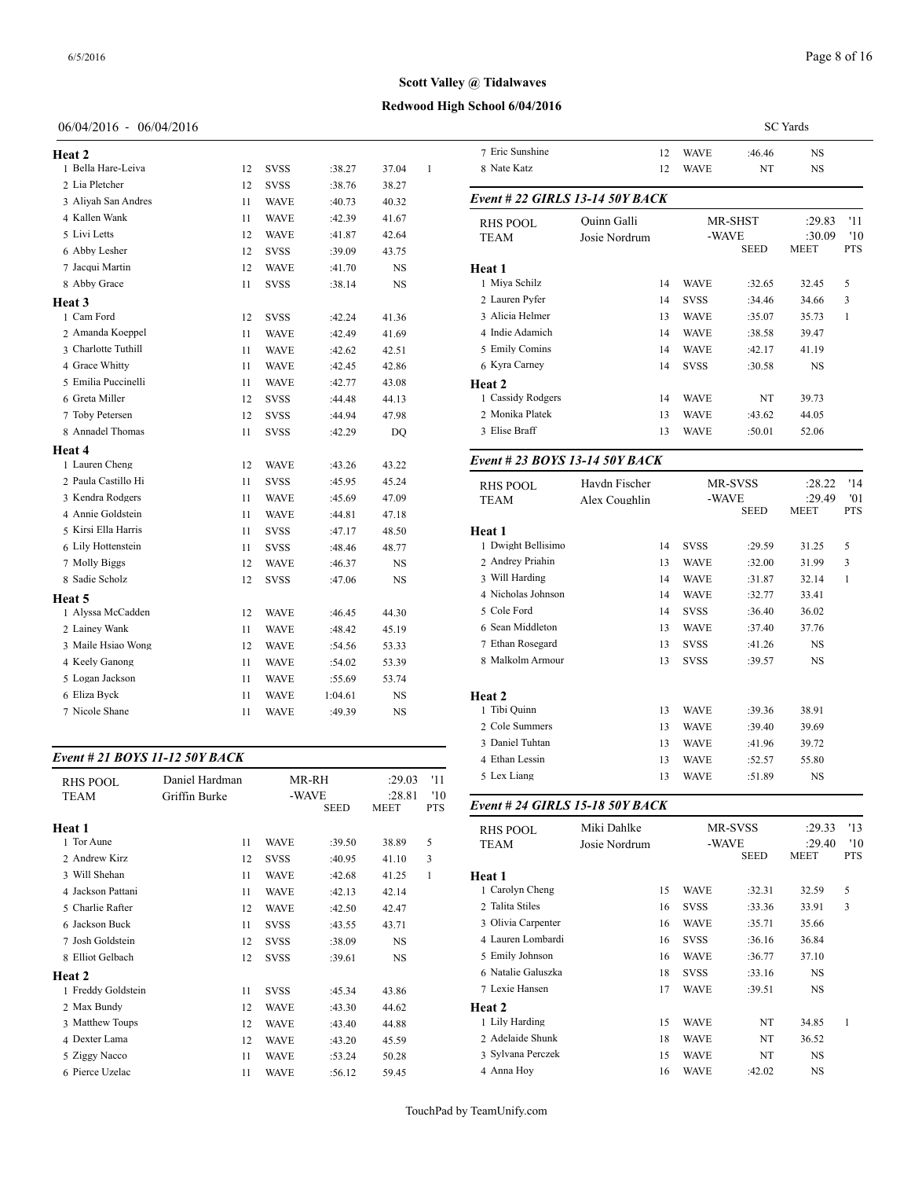**Scott Valley @ Tidalwaves**

**Redwood High School 6/04/2016**

06/04/2016 - 06/04/2016 SC Yards

**Heat 2**

| | Name | Age | Team | Seed | Meet | Pts |
|---|---|---|---|---|---|---|
| 1 | Bella Hare-Leiva | 12 | SVSS | :38.27 | 37.04 | 1 |
| 2 | Lia Pletcher | 12 | SVSS | :38.76 | 38.27 | |
| 3 | Aliyah San Andres | 11 | WAVE | :40.73 | 40.32 | |
| 4 | Kallen Wank | 11 | WAVE | :42.39 | 41.67 | |
| 5 | Livi Letts | 12 | WAVE | :41.87 | 42.64 | |
| 6 | Abby Lesher | 12 | SVSS | :39.09 | 43.75 | |
| 7 | Jacqui Martin | 12 | WAVE | :41.70 | NS | |
| 8 | Abby Grace | 11 | SVSS | :38.14 | NS | |

**Heat 3**

| | Name | Age | Team | Seed | Meet | Pts |
|---|---|---|---|---|---|---|
| 1 | Cam Ford | 12 | SVSS | :42.24 | 41.36 | |
| 2 | Amanda Koeppel | 11 | WAVE | :42.49 | 41.69 | |
| 3 | Charlotte Tuthill | 11 | WAVE | :42.62 | 42.51 | |
| 4 | Grace Whitty | 11 | WAVE | :42.45 | 42.86 | |
| 5 | Emilia Puccinelli | 11 | WAVE | :42.77 | 43.08 | |
| 6 | Greta Miller | 12 | SVSS | :44.48 | 44.13 | |
| 7 | Toby Petersen | 12 | SVSS | :44.94 | 47.98 | |
| 8 | Annadel Thomas | 11 | SVSS | :42.29 | DQ | |

**Heat 4**

| | Name | Age | Team | Seed | Meet | Pts |
|---|---|---|---|---|---|---|
| 1 | Lauren Cheng | 12 | WAVE | :43.26 | 43.22 | |
| 2 | Paula Castillo Hi | 11 | SVSS | :45.95 | 45.24 | |
| 3 | Kendra Rodgers | 11 | WAVE | :45.69 | 47.09 | |
| 4 | Annie Goldstein | 11 | WAVE | :44.81 | 47.18 | |
| 5 | Kirsi Ella Harris | 11 | SVSS | :47.17 | 48.50 | |
| 6 | Lily Hottenstein | 11 | SVSS | :48.46 | 48.77 | |
| 7 | Molly Biggs | 12 | WAVE | :46.37 | NS | |
| 8 | Sadie Scholz | 12 | SVSS | :47.06 | NS | |

**Heat 5**

| | Name | Age | Team | Seed | Meet | Pts |
|---|---|---|---|---|---|---|
| 1 | Alyssa McCadden | 12 | WAVE | :46.45 | 44.30 | |
| 2 | Lainey Wank | 11 | WAVE | :48.42 | 45.19 | |
| 3 | Maile Hsiao Wong | 12 | WAVE | :54.56 | 53.33 | |
| 4 | Keely Ganong | 11 | WAVE | :54.02 | 53.39 | |
| 5 | Logan Jackson | 11 | WAVE | :55.69 | 53.74 | |
| 6 | Eliza Byck | 11 | WAVE | 1:04.61 | NS | |
| 7 | Nicole Shane | 11 | WAVE | :49.39 | NS | |

### Event # 21 BOYS 11-12 50Y BACK

| RHS POOL | Daniel Hardman | MR-RH | :29.03 | '11 |
|---|---|---|---|---|
| TEAM | Griffin Burke | -WAVE | :28.81 | '10 |

**Heat 1**

| | Name | Age | Team | Seed | Meet | Pts |
|---|---|---|---|---|---|---|
| 1 | Tor Aune | 11 | WAVE | :39.50 | 38.89 | 5 |
| 2 | Andrew Kirz | 12 | SVSS | :40.95 | 41.10 | 3 |
| 3 | Will Shehan | 11 | WAVE | :42.68 | 41.25 | 1 |
| 4 | Jackson Pattani | 11 | WAVE | :42.13 | 42.14 | |
| 5 | Charlie Rafter | 12 | WAVE | :42.50 | 42.47 | |
| 6 | Jackson Buck | 11 | SVSS | :43.55 | 43.71 | |
| 7 | Josh Goldstein | 12 | SVSS | :38.09 | NS | |
| 8 | Elliot Gelbach | 12 | SVSS | :39.61 | NS | |

**Heat 2**

| | Name | Age | Team | Seed | Meet | Pts |
|---|---|---|---|---|---|---|
| 1 | Freddy Goldstein | 11 | SVSS | :45.34 | 43.86 | |
| 2 | Max Bundy | 12 | WAVE | :43.30 | 44.62 | |
| 3 | Matthew Toups | 12 | WAVE | :43.40 | 44.88 | |
| 4 | Dexter Lama | 12 | WAVE | :43.20 | 45.59 | |
| 5 | Ziggy Nacco | 11 | WAVE | :53.24 | 50.28 | |
| 6 | Pierce Uzelac | 11 | WAVE | :56.12 | 59.45 | |
| 7 | Eric Sunshine | 12 | WAVE | :46.46 | NS | |
| 8 | Nate Katz | 12 | WAVE | NT | NS | |

### Event # 22 GIRLS 13-14 50Y BACK

| RHS POOL | Quinn Galli | MR-SHST | :29.83 | '11 |
|---|---|---|---|---|
| TEAM | Josie Nordrum | -WAVE | :30.09 | '10 |

**Heat 1**

| | Name | Age | Team | Seed | Meet | Pts |
|---|---|---|---|---|---|---|
| 1 | Miya Schilz | 14 | WAVE | :32.65 | 32.45 | 5 |
| 2 | Lauren Pyfer | 14 | SVSS | :34.46 | 34.66 | 3 |
| 3 | Alicia Helmer | 13 | WAVE | :35.07 | 35.73 | 1 |
| 4 | Indie Adamich | 14 | WAVE | :38.58 | 39.47 | |
| 5 | Emily Comins | 14 | WAVE | :42.17 | 41.19 | |
| 6 | Kyra Carney | 14 | SVSS | :30.58 | NS | |

**Heat 2**

| | Name | Age | Team | Seed | Meet | Pts |
|---|---|---|---|---|---|---|
| 1 | Cassidy Rodgers | 14 | WAVE | NT | 39.73 | |
| 2 | Monika Platek | 13 | WAVE | :43.62 | 44.05 | |
| 3 | Elise Braff | 13 | WAVE | :50.01 | 52.06 | |

### Event # 23 BOYS 13-14 50Y BACK

| RHS POOL | Haydn Fischer | MR-SVSS | :28.22 | '14 |
|---|---|---|---|---|
| TEAM | Alex Coughlin | -WAVE | :29.49 | '01 |

**Heat 1**

| | Name | Age | Team | Seed | Meet | Pts |
|---|---|---|---|---|---|---|
| 1 | Dwight Bellisimo | 14 | SVSS | :29.59 | 31.25 | 5 |
| 2 | Andrey Priahin | 13 | WAVE | :32.00 | 31.99 | 3 |
| 3 | Will Harding | 14 | WAVE | :31.87 | 32.14 | 1 |
| 4 | Nicholas Johnson | 14 | WAVE | :32.77 | 33.41 | |
| 5 | Cole Ford | 14 | SVSS | :36.40 | 36.02 | |
| 6 | Sean Middleton | 13 | WAVE | :37.40 | 37.76 | |
| 7 | Ethan Rosegard | 13 | SVSS | :41.26 | NS | |
| 8 | Malkolm Armour | 13 | SVSS | :39.57 | NS | |

**Heat 2**

| | Name | Age | Team | Seed | Meet | Pts |
|---|---|---|---|---|---|---|
| 1 | Tibi Quinn | 13 | WAVE | :39.36 | 38.91 | |
| 2 | Cole Summers | 13 | WAVE | :39.40 | 39.69 | |
| 3 | Daniel Tuhtan | 13 | WAVE | :41.96 | 39.72 | |
| 4 | Ethan Lessin | 13 | WAVE | :52.57 | 55.80 | |
| 5 | Lex Liang | 13 | WAVE | :51.89 | NS | |

### Event # 24 GIRLS 15-18 50Y BACK

| RHS POOL | Miki Dahlke | MR-SVSS | :29.33 | '13 |
|---|---|---|---|---|
| TEAM | Josie Nordrum | -WAVE | :29.40 | '10 |

**Heat 1**

| | Name | Age | Team | Seed | Meet | Pts |
|---|---|---|---|---|---|---|
| 1 | Carolyn Cheng | 15 | WAVE | :32.31 | 32.59 | 5 |
| 2 | Talita Stiles | 16 | SVSS | :33.36 | 33.91 | 3 |
| 3 | Olivia Carpenter | 16 | WAVE | :35.71 | 35.66 | |
| 4 | Lauren Lombardi | 16 | SVSS | :36.16 | 36.84 | |
| 5 | Emily Johnson | 16 | WAVE | :36.77 | 37.10 | |
| 6 | Natalie Galuszka | 18 | SVSS | :33.16 | NS | |
| 7 | Lexie Hansen | 17 | WAVE | :39.51 | NS | |

**Heat 2**

| | Name | Age | Team | Seed | Meet | Pts |
|---|---|---|---|---|---|---|
| 1 | Lily Harding | 15 | WAVE | NT | 34.85 | 1 |
| 2 | Adelaide Shunk | 18 | WAVE | NT | 36.52 | |
| 3 | Sylvana Perczek | 15 | WAVE | NT | NS | |
| 4 | Anna Hoy | 16 | WAVE | :42.02 | NS | |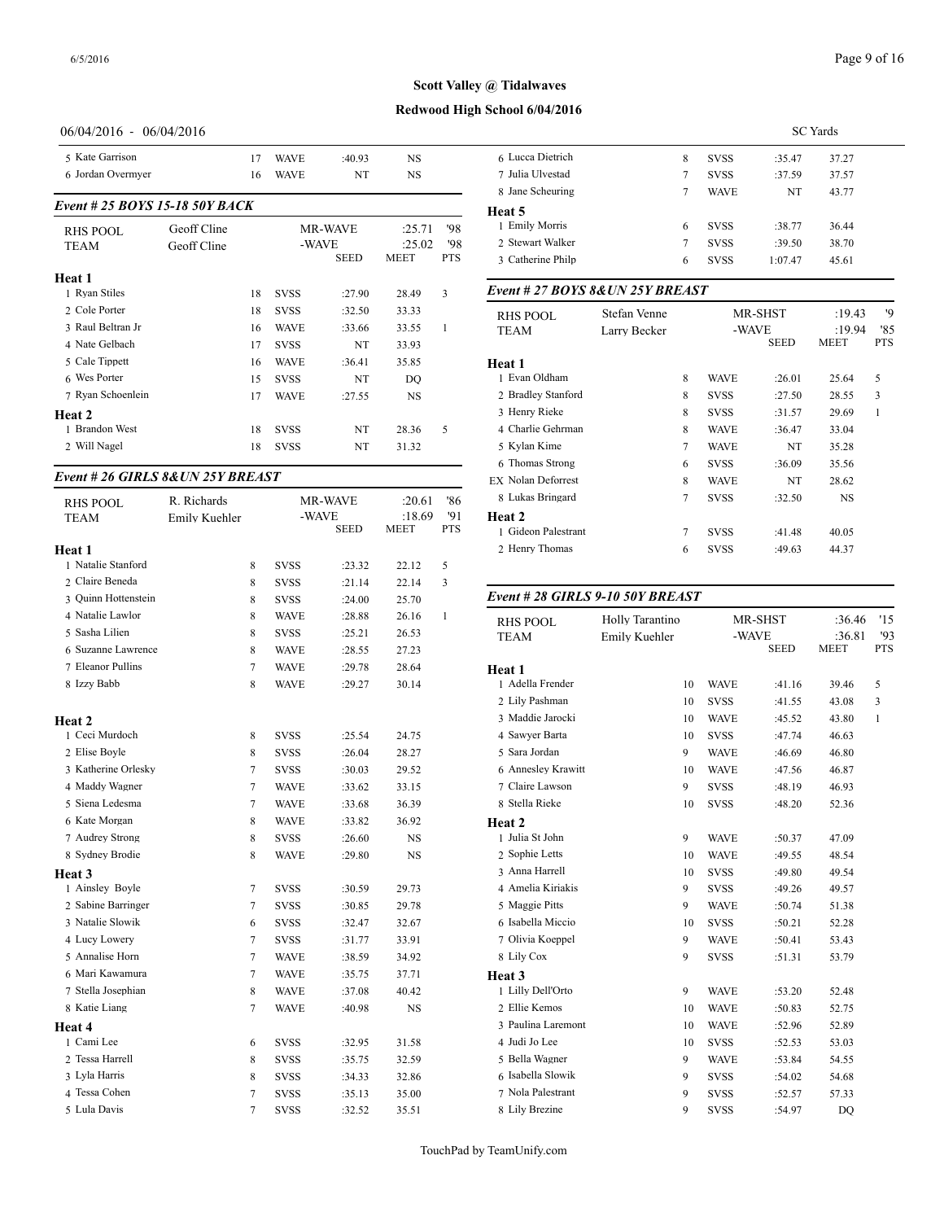Scott Valley @ Tidalwaves

Redwood High School 6/04/2016

06/04/2016 - 06/04/2016 SC Yards

| | | | | | |
|---|---|---|---|---|---|
| 5 Kate Garrison | 17 | WAVE | :40.93 | NS | |
| 6 Jordan Overmyer | 16 | WAVE | NT | NS | |

### Event # 25 BOYS 15-18 50Y BACK

| | | | | | |
|---|---|---|---|---|---|
| RHS POOL | Geoff Cline | MR-WAVE | | :25.71 | '98 |
| TEAM | Geoff Cline | -WAVE | | :25.02 | '98 |
| | | | SEED | MEET | PTS |

**Heat 1**

| | | | | | |
|---|---|---|---|---|---|
| 1 Ryan Stiles | 18 | SVSS | :27.90 | 28.49 | 3 |
| 2 Cole Porter | 18 | SVSS | :32.50 | 33.33 | |
| 3 Raul Beltran Jr | 16 | WAVE | :33.66 | 33.55 | 1 |
| 4 Nate Gelbach | 17 | SVSS | NT | 33.93 | |
| 5 Cale Tippett | 16 | WAVE | :36.41 | 35.85 | |
| 6 Wes Porter | 15 | SVSS | NT | DQ | |
| 7 Ryan Schoenlein | 17 | WAVE | :27.55 | NS | |

**Heat 2**

| | | | | | |
|---|---|---|---|---|---|
| 1 Brandon West | 18 | SVSS | NT | 28.36 | 5 |
| 2 Will Nagel | 18 | SVSS | NT | 31.32 | |

### Event # 26 GIRLS 8&UN 25Y BREAST

| | | | | | |
|---|---|---|---|---|---|
| RHS POOL | R. Richards | MR-WAVE | | :20.61 | '86 |
| TEAM | Emily Kuehler | -WAVE | | :18.69 | '91 |
| | | | SEED | MEET | PTS |

**Heat 1**

| | | | | | |
|---|---|---|---|---|---|
| 1 Natalie Stanford | 8 | SVSS | :23.32 | 22.12 | 5 |
| 2 Claire Beneda | 8 | SVSS | :21.14 | 22.14 | 3 |
| 3 Quinn Hottenstein | 8 | SVSS | :24.00 | 25.70 | |
| 4 Natalie Lawlor | 8 | WAVE | :28.88 | 26.16 | 1 |
| 5 Sasha Lilien | 8 | SVSS | :25.21 | 26.53 | |
| 6 Suzanne Lawrence | 8 | WAVE | :28.55 | 27.23 | |
| 7 Eleanor Pullins | 7 | WAVE | :29.78 | 28.64 | |
| 8 Izzy Babb | 8 | WAVE | :29.27 | 30.14 | |

**Heat 2**

| | | | | | |
|---|---|---|---|---|---|
| 1 Ceci Murdoch | 8 | SVSS | :25.54 | 24.75 | |
| 2 Elise Boyle | 8 | SVSS | :26.04 | 28.27 | |
| 3 Katherine Orlesky | 7 | SVSS | :30.03 | 29.52 | |
| 4 Maddy Wagner | 7 | WAVE | :33.62 | 33.15 | |
| 5 Siena Ledesma | 7 | WAVE | :33.68 | 36.39 | |
| 6 Kate Morgan | 8 | WAVE | :33.82 | 36.92 | |
| 7 Audrey Strong | 8 | SVSS | :26.60 | NS | |
| 8 Sydney Brodie | 8 | WAVE | :29.80 | NS | |

**Heat 3**

| | | | | | |
|---|---|---|---|---|---|
| 1 Ainsley Boyle | 7 | SVSS | :30.59 | 29.73 | |
| 2 Sabine Barringer | 7 | SVSS | :30.85 | 29.78 | |
| 3 Natalie Slowik | 6 | SVSS | :32.47 | 32.67 | |
| 4 Lucy Lowery | 7 | SVSS | :31.77 | 33.91 | |
| 5 Annalise Horn | 7 | WAVE | :38.59 | 34.92 | |
| 6 Mari Kawamura | 7 | WAVE | :35.75 | 37.71 | |
| 7 Stella Josephian | 8 | WAVE | :37.08 | 40.42 | |
| 8 Katie Liang | 7 | WAVE | :40.98 | NS | |

**Heat 4**

| | | | | | |
|---|---|---|---|---|---|
| 1 Cami Lee | 6 | SVSS | :32.95 | 31.58 | |
| 2 Tessa Harrell | 8 | SVSS | :35.75 | 32.59 | |
| 3 Lyla Harris | 8 | SVSS | :34.33 | 32.86 | |
| 4 Tessa Cohen | 7 | SVSS | :35.13 | 35.00 | |
| 5 Lula Davis | 7 | SVSS | :32.52 | 35.51 | |
| 6 Lucca Dietrich | 8 | SVSS | :35.47 | 37.27 | |
| 7 Julia Ulvestad | 7 | SVSS | :37.59 | 37.57 | |
| 8 Jane Scheuring | 7 | WAVE | NT | 43.77 | |

**Heat 5**

| | | | | | |
|---|---|---|---|---|---|
| 1 Emily Morris | 6 | SVSS | :38.77 | 36.44 | |
| 2 Stewart Walker | 7 | SVSS | :39.50 | 38.70 | |
| 3 Catherine Philp | 6 | SVSS | 1:07.47 | 45.61 | |

### Event # 27 BOYS 8&UN 25Y BREAST

| | | | | | |
|---|---|---|---|---|---|
| RHS POOL | Stefan Venne | MR-SHST | | :19.43 | '9 |
| TEAM | Larry Becker | -WAVE | | :19.94 | '85 |
| | | | SEED | MEET | PTS |

**Heat 1**

| | | | | | |
|---|---|---|---|---|---|
| 1 Evan Oldham | 8 | WAVE | :26.01 | 25.64 | 5 |
| 2 Bradley Stanford | 8 | SVSS | :27.50 | 28.55 | 3 |
| 3 Henry Rieke | 8 | SVSS | :31.57 | 29.69 | 1 |
| 4 Charlie Gehrman | 8 | WAVE | :36.47 | 33.04 | |
| 5 Kylan Kime | 7 | WAVE | NT | 35.28 | |
| 6 Thomas Strong | 6 | SVSS | :36.09 | 35.56 | |
| EX Nolan Deforrest | 8 | WAVE | NT | 28.62 | |
| 8 Lukas Bringard | 7 | SVSS | :32.50 | NS | |

**Heat 2**

| | | | | | |
|---|---|---|---|---|---|
| 1 Gideon Palestrant | 7 | SVSS | :41.48 | 40.05 | |
| 2 Henry Thomas | 6 | SVSS | :49.63 | 44.37 | |

### Event # 28 GIRLS 9-10 50Y BREAST

| | | | | | |
|---|---|---|---|---|---|
| RHS POOL | Holly Tarantino | MR-SHST | | :36.46 | '15 |
| TEAM | Emily Kuehler | -WAVE | | :36.81 | '93 |
| | | | SEED | MEET | PTS |

**Heat 1**

| | | | | | |
|---|---|---|---|---|---|
| 1 Adella Frender | 10 | WAVE | :41.16 | 39.46 | 5 |
| 2 Lily Pashman | 10 | SVSS | :41.55 | 43.08 | 3 |
| 3 Maddie Jarocki | 10 | WAVE | :45.52 | 43.80 | 1 |
| 4 Sawyer Barta | 10 | SVSS | :47.74 | 46.63 | |
| 5 Sara Jordan | 9 | WAVE | :46.69 | 46.80 | |
| 6 Annesley Krawitt | 10 | WAVE | :47.56 | 46.87 | |
| 7 Claire Lawson | 9 | SVSS | :48.19 | 46.93 | |
| 8 Stella Rieke | 10 | SVSS | :48.20 | 52.36 | |

**Heat 2**

| | | | | | |
|---|---|---|---|---|---|
| 1 Julia St John | 9 | WAVE | :50.37 | 47.09 | |
| 2 Sophie Letts | 10 | WAVE | :49.55 | 48.54 | |
| 3 Anna Harrell | 10 | SVSS | :49.80 | 49.54 | |
| 4 Amelia Kiriakis | 9 | SVSS | :49.26 | 49.57 | |
| 5 Maggie Pitts | 9 | WAVE | :50.74 | 51.38 | |
| 6 Isabella Miccio | 10 | SVSS | :50.21 | 52.28 | |
| 7 Olivia Koeppel | 9 | WAVE | :50.41 | 53.43 | |
| 8 Lily Cox | 9 | SVSS | :51.31 | 53.79 | |

**Heat 3**

| | | | | | |
|---|---|---|---|---|---|
| 1 Lilly Dell'Orto | 9 | WAVE | :53.20 | 52.48 | |
| 2 Ellie Kemos | 10 | WAVE | :50.83 | 52.75 | |
| 3 Paulina Laremont | 10 | WAVE | :52.96 | 52.89 | |
| 4 Judi Jo Lee | 10 | SVSS | :52.53 | 53.03 | |
| 5 Bella Wagner | 9 | WAVE | :53.84 | 54.55 | |
| 6 Isabella Slowik | 9 | SVSS | :54.02 | 54.68 | |
| 7 Nola Palestrant | 9 | SVSS | :52.57 | 57.33 | |
| 8 Lily Brezine | 9 | SVSS | :54.97 | DQ | |

TouchPad by TeamUnify.com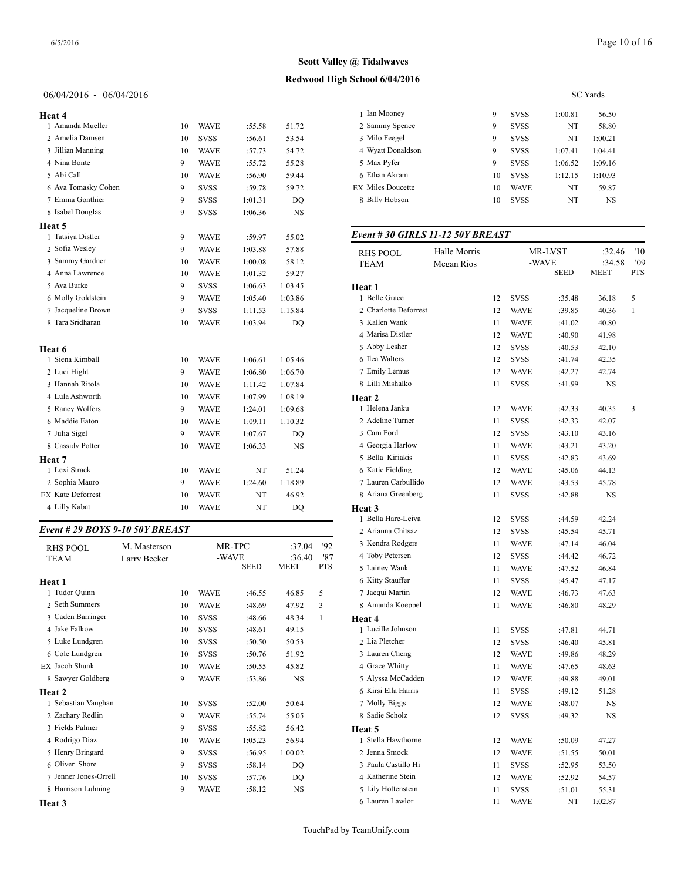**Scott Valley @ Tidalwaves**

**Redwood High School 6/04/2016**

06/04/2016 - 06/04/2016 SC Yards

**Heat 4**

| | Name | Age | Team | Seed | Finals |
|---|---|---|---|---|---|
| 1 | Amanda Mueller | 10 | WAVE | :55.58 | 51.72 |
| 2 | Amelia Damsen | 10 | SVSS | :56.61 | 53.54 |
| 3 | Jillian Manning | 10 | WAVE | :57.73 | 54.72 |
| 4 | Nina Bonte | 9 | WAVE | :55.72 | 55.28 |
| 5 | Abi Call | 10 | WAVE | :56.90 | 59.44 |
| 6 | Ava Tomasky Cohen | 9 | SVSS | :59.78 | 59.72 |
| 7 | Emma Gonthier | 9 | SVSS | 1:01.31 | DQ |
| 8 | Isabel Douglas | 9 | SVSS | 1:06.36 | NS |

**Heat 5**

| | Name | Age | Team | Seed | Finals |
|---|---|---|---|---|---|
| 1 | Tatsiya Distler | 9 | WAVE | :59.97 | 55.02 |
| 2 | Sofia Wesley | 9 | WAVE | 1:03.88 | 57.88 |
| 3 | Sammy Gardner | 10 | WAVE | 1:00.08 | 58.12 |
| 4 | Anna Lawrence | 10 | WAVE | 1:01.32 | 59.27 |
| 5 | Ava Burke | 9 | SVSS | 1:06.63 | 1:03.45 |
| 6 | Molly Goldstein | 9 | WAVE | 1:05.40 | 1:03.86 |
| 7 | Jacqueline Brown | 9 | SVSS | 1:11.53 | 1:15.84 |
| 8 | Tara Sridharan | 10 | WAVE | 1:03.94 | DQ |

**Heat 6**

| | Name | Age | Team | Seed | Finals |
|---|---|---|---|---|---|
| 1 | Siena Kimball | 10 | WAVE | 1:06.61 | 1:05.46 |
| 2 | Luci Hight | 9 | WAVE | 1:06.80 | 1:06.70 |
| 3 | Hannah Ritola | 10 | WAVE | 1:11.42 | 1:07.84 |
| 4 | Lula Ashworth | 10 | WAVE | 1:07.99 | 1:08.19 |
| 5 | Raney Wolfers | 9 | WAVE | 1:24.01 | 1:09.68 |
| 6 | Maddie Eaton | 10 | WAVE | 1:09.11 | 1:10.32 |
| 7 | Julia Sigel | 9 | WAVE | 1:07.67 | DQ |
| 8 | Cassidy Potter | 10 | WAVE | 1:06.33 | NS |

**Heat 7**

| | Name | Age | Team | Seed | Finals |
|---|---|---|---|---|---|
| 1 | Lexi Strack | 10 | WAVE | NT | 51.24 |
| 2 | Sophia Mauro | 9 | WAVE | 1:24.60 | 1:18.89 |
| EX | Kate Deforrest | 10 | WAVE | NT | 46.92 |
| 4 | Lilly Kabat | 10 | WAVE | NT | DQ |

### Event # 29 BOYS 9-10 50Y BREAST

| RHS POOL | M. Masterson | MR-TPC | :37.04 | '92 |
|---|---|---|---|---|
| TEAM | Larry Becker | -WAVE | :36.40 | '87 |
| | | SEED | MEET | PTS |

**Heat 1**

| | Name | Age | Team | Seed | Finals | Pts |
|---|---|---|---|---|---|---|
| 1 | Tudor Quinn | 10 | WAVE | :46.55 | 46.85 | 5 |
| 2 | Seth Summers | 10 | WAVE | :48.69 | 47.92 | 3 |
| 3 | Caden Barringer | 10 | SVSS | :48.66 | 48.34 | 1 |
| 4 | Jake Falkow | 10 | SVSS | :48.61 | 49.15 | |
| 5 | Luke Lundgren | 10 | SVSS | :50.50 | 50.53 | |
| 6 | Cole Lundgren | 10 | SVSS | :50.76 | 51.92 | |
| EX | Jacob Shunk | 10 | WAVE | :50.55 | 45.82 | |
| 8 | Sawyer Goldberg | 9 | WAVE | :53.86 | NS | |

**Heat 2**

| | Name | Age | Team | Seed | Finals |
|---|---|---|---|---|---|
| 1 | Sebastian Vaughan | 10 | SVSS | :52.00 | 50.64 |
| 2 | Zachary Redlin | 9 | WAVE | :55.74 | 55.05 |
| 3 | Fields Palmer | 9 | SVSS | :55.82 | 56.42 |
| 4 | Rodrigo Diaz | 10 | WAVE | 1:05.23 | 56.94 |
| 5 | Henry Bringard | 9 | SVSS | :56.95 | 1:00.02 |
| 6 | Oliver Shore | 9 | SVSS | :58.14 | DQ |
| 7 | Jenner Jones-Orrell | 10 | SVSS | :57.76 | DQ |
| 8 | Harrison Luhning | 9 | WAVE | :58.12 | NS |

**Heat 3**

| | Name | Age | Team | Seed | Finals |
|---|---|---|---|---|---|
| 1 | Ian Mooney | 9 | SVSS | 1:00.81 | 56.50 |
| 2 | Sammy Spence | 9 | SVSS | NT | 58.80 |
| 3 | Milo Feegel | 9 | SVSS | NT | 1:00.21 |
| 4 | Wyatt Donaldson | 9 | SVSS | 1:07.41 | 1:04.41 |
| 5 | Max Pyfer | 9 | SVSS | 1:06.52 | 1:09.16 |
| 6 | Ethan Akram | 10 | SVSS | 1:12.15 | 1:10.93 |
| EX | Miles Doucette | 10 | WAVE | NT | 59.87 |
| 8 | Billy Hobson | 10 | SVSS | NT | NS |

### Event # 30 GIRLS 11-12 50Y BREAST

| RHS POOL | Halle Morris | MR-LVST | :32.46 | '10 |
|---|---|---|---|---|
| TEAM | Megan Rios | -WAVE | :34.58 | '09 |
| | | SEED | MEET | PTS |

**Heat 1**

| | Name | Age | Team | Seed | Finals | Pts |
|---|---|---|---|---|---|---|
| 1 | Belle Grace | 12 | SVSS | :35.48 | 36.18 | 5 |
| 2 | Charlotte Deforrest | 12 | WAVE | :39.85 | 40.36 | 1 |
| 3 | Kallen Wank | 11 | WAVE | :41.02 | 40.80 | |
| 4 | Marisa Distler | 12 | WAVE | :40.90 | 41.98 | |
| 5 | Abby Lesher | 12 | SVSS | :40.53 | 42.10 | |
| 6 | Ilea Walters | 12 | SVSS | :41.74 | 42.35 | |
| 7 | Emily Lemus | 12 | WAVE | :42.27 | 42.74 | |
| 8 | Lilli Mishalko | 11 | SVSS | :41.99 | NS | |

**Heat 2**

| | Name | Age | Team | Seed | Finals | Pts |
|---|---|---|---|---|---|---|
| 1 | Helena Janku | 12 | WAVE | :42.33 | 40.35 | 3 |
| 2 | Adeline Turner | 11 | SVSS | :42.33 | 42.07 | |
| 3 | Cam Ford | 12 | SVSS | :43.10 | 43.16 | |
| 4 | Georgia Harlow | 11 | WAVE | :43.21 | 43.20 | |
| 5 | Bella Kiriakis | 11 | SVSS | :42.83 | 43.69 | |
| 6 | Katie Fielding | 12 | WAVE | :45.06 | 44.13 | |
| 7 | Lauren Carbullido | 12 | WAVE | :43.53 | 45.78 | |
| 8 | Ariana Greenberg | 11 | SVSS | :42.88 | NS | |

**Heat 3**

| | Name | Age | Team | Seed | Finals |
|---|---|---|---|---|---|
| 1 | Bella Hare-Leiva | 12 | SVSS | :44.59 | 42.24 |
| 2 | Arianna Chitsaz | 12 | SVSS | :45.54 | 45.71 |
| 3 | Kendra Rodgers | 11 | WAVE | :47.14 | 46.04 |
| 4 | Toby Petersen | 12 | SVSS | :44.42 | 46.72 |
| 5 | Lainey Wank | 11 | WAVE | :47.52 | 46.84 |
| 6 | Kitty Stauffer | 11 | SVSS | :45.47 | 47.17 |
| 7 | Jacqui Martin | 12 | WAVE | :46.73 | 47.63 |
| 8 | Amanda Koeppel | 11 | WAVE | :46.80 | 48.29 |

**Heat 4**

| | Name | Age | Team | Seed | Finals |
|---|---|---|---|---|---|
| 1 | Lucille Johnson | 11 | SVSS | :47.81 | 44.71 |
| 2 | Lia Pletcher | 12 | SVSS | :46.40 | 45.81 |
| 3 | Lauren Cheng | 12 | WAVE | :49.86 | 48.29 |
| 4 | Grace Whitty | 11 | WAVE | :47.65 | 48.63 |
| 5 | Alyssa McCadden | 12 | WAVE | :49.88 | 49.01 |
| 6 | Kirsi Ella Harris | 11 | SVSS | :49.12 | 51.28 |
| 7 | Molly Biggs | 12 | WAVE | :48.07 | NS |
| 8 | Sadie Scholz | 12 | SVSS | :49.32 | NS |

**Heat 5**

| | Name | Age | Team | Seed | Finals |
|---|---|---|---|---|---|
| 1 | Stella Hawthorne | 12 | WAVE | :50.09 | 47.27 |
| 2 | Jenna Smock | 12 | WAVE | :51.55 | 50.01 |
| 3 | Paula Castillo Hi | 11 | SVSS | :52.95 | 53.50 |
| 4 | Katherine Stein | 12 | WAVE | :52.92 | 54.57 |
| 5 | Lily Hottenstein | 11 | SVSS | :51.01 | 55.31 |
| 6 | Lauren Lawlor | 11 | WAVE | NT | 1:02.87 |

TouchPad by TeamUnify.com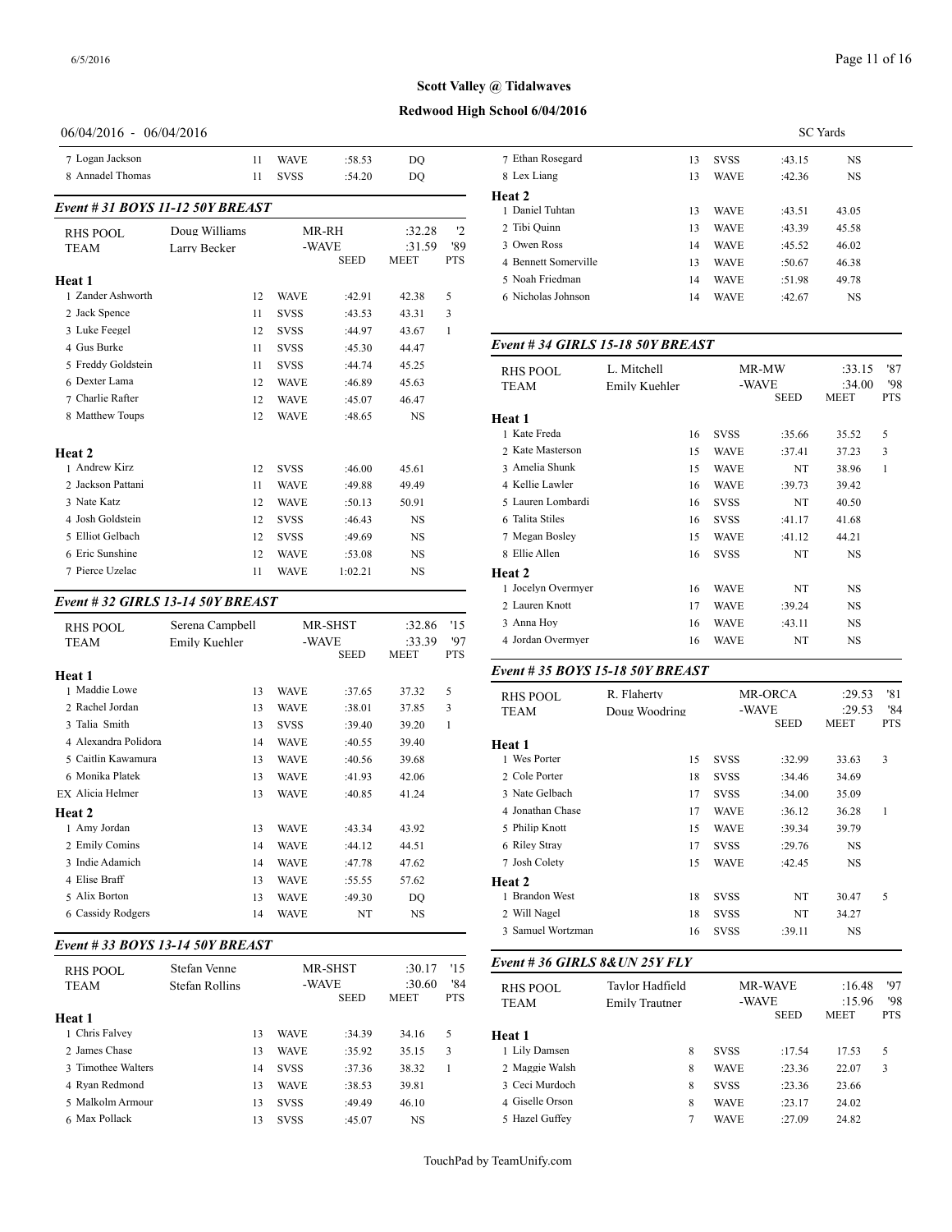# Scott Valley @ Tidalwaves

## Redwood High School 6/04/2016

06/04/2016 - 06/04/2016 SC Yards

| | Age | Team | Seed | Meet | Pts |
|---|---|---|---|---|---|
| 7 Logan Jackson | 11 | WAVE | :58.53 | DQ | |
| 8 Annadel Thomas | 11 | SVSS | :54.20 | DQ | |

### *Event # 31 BOYS 11-12 50Y BREAST*

| RHS POOL | Doug Williams | | MR-RH | :32.28 | '2 |
|---|---|---|---|---|---|
| TEAM | Larry Becker | | -WAVE | :31.59 | '89 |
| | | | SEED | MEET | PTS |
| **Heat 1** | | | | | |
| 1 Zander Ashworth | 12 | WAVE | :42.91 | 42.38 | 5 |
| 2 Jack Spence | 11 | SVSS | :43.53 | 43.31 | 3 |
| 3 Luke Feegel | 12 | SVSS | :44.97 | 43.67 | 1 |
| 4 Gus Burke | 11 | SVSS | :45.30 | 44.47 | |
| 5 Freddy Goldstein | 11 | SVSS | :44.74 | 45.25 | |
| 6 Dexter Lama | 12 | WAVE | :46.89 | 45.63 | |
| 7 Charlie Rafter | 12 | WAVE | :45.07 | 46.47 | |
| 8 Matthew Toups | 12 | WAVE | :48.65 | NS | |
| **Heat 2** | | | | | |
| 1 Andrew Kirz | 12 | SVSS | :46.00 | 45.61 | |
| 2 Jackson Pattani | 11 | WAVE | :49.88 | 49.49 | |
| 3 Nate Katz | 12 | WAVE | :50.13 | 50.91 | |
| 4 Josh Goldstein | 12 | SVSS | :46.43 | NS | |
| 5 Elliot Gelbach | 12 | SVSS | :49.69 | NS | |
| 6 Eric Sunshine | 12 | WAVE | :53.08 | NS | |
| 7 Pierce Uzelac | 11 | WAVE | 1:02.21 | NS | |

### *Event # 32 GIRLS 13-14 50Y BREAST*

| RHS POOL | Serena Campbell | | MR-SHST | :32.86 | '15 |
|---|---|---|---|---|---|
| TEAM | Emily Kuehler | | -WAVE | :33.39 | '97 |
| | | | SEED | MEET | PTS |
| **Heat 1** | | | | | |
| 1 Maddie Lowe | 13 | WAVE | :37.65 | 37.32 | 5 |
| 2 Rachel Jordan | 13 | WAVE | :38.01 | 37.85 | 3 |
| 3 Talia Smith | 13 | SVSS | :39.40 | 39.20 | 1 |
| 4 Alexandra Polidora | 14 | WAVE | :40.55 | 39.40 | |
| 5 Caitlin Kawamura | 13 | WAVE | :40.56 | 39.68 | |
| 6 Monika Platek | 13 | WAVE | :41.93 | 42.06 | |
| EX Alicia Helmer | 13 | WAVE | :40.85 | 41.24 | |
| **Heat 2** | | | | | |
| 1 Amy Jordan | 13 | WAVE | :43.34 | 43.92 | |
| 2 Emily Comins | 14 | WAVE | :44.12 | 44.51 | |
| 3 Indie Adamich | 14 | WAVE | :47.78 | 47.62 | |
| 4 Elise Braff | 13 | WAVE | :55.55 | 57.62 | |
| 5 Alix Borton | 13 | WAVE | :49.30 | DQ | |
| 6 Cassidy Rodgers | 14 | WAVE | NT | NS | |

### *Event # 33 BOYS 13-14 50Y BREAST*

| RHS POOL | Stefan Venne | | MR-SHST | :30.17 | '15 |
|---|---|---|---|---|---|
| TEAM | Stefan Rollins | | -WAVE | :30.60 | '84 |
| | | | SEED | MEET | PTS |
| **Heat 1** | | | | | |
| 1 Chris Falvey | 13 | WAVE | :34.39 | 34.16 | 5 |
| 2 James Chase | 13 | WAVE | :35.92 | 35.15 | 3 |
| 3 Timothee Walters | 14 | SVSS | :37.36 | 38.32 | 1 |
| 4 Ryan Redmond | 13 | WAVE | :38.53 | 39.81 | |
| 5 Malkolm Armour | 13 | SVSS | :49.49 | 46.10 | |
| 6 Max Pollack | 13 | SVSS | :45.07 | NS | |
| 7 Ethan Rosegard | 13 | SVSS | :43.15 | NS | |
| 8 Lex Liang | 13 | WAVE | :42.36 | NS | |
| **Heat 2** | | | | | |
| 1 Daniel Tuhtan | 13 | WAVE | :43.51 | 43.05 | |
| 2 Tibi Quinn | 13 | WAVE | :43.39 | 45.58 | |
| 3 Owen Ross | 14 | WAVE | :45.52 | 46.02 | |
| 4 Bennett Somerville | 13 | WAVE | :50.67 | 46.38 | |
| 5 Noah Friedman | 14 | WAVE | :51.98 | 49.78 | |
| 6 Nicholas Johnson | 14 | WAVE | :42.67 | NS | |

### *Event # 34 GIRLS 15-18 50Y BREAST*

| RHS POOL | L. Mitchell | | MR-MW | :33.15 | '87 |
|---|---|---|---|---|---|
| TEAM | Emily Kuehler | | -WAVE | :34.00 | '98 |
| | | | SEED | MEET | PTS |
| **Heat 1** | | | | | |
| 1 Kate Freda | 16 | SVSS | :35.66 | 35.52 | 5 |
| 2 Kate Masterson | 15 | WAVE | :37.41 | 37.23 | 3 |
| 3 Amelia Shunk | 15 | WAVE | NT | 38.96 | 1 |
| 4 Kellie Lawler | 16 | WAVE | :39.73 | 39.42 | |
| 5 Lauren Lombardi | 16 | SVSS | NT | 40.50 | |
| 6 Talita Stiles | 16 | SVSS | :41.17 | 41.68 | |
| 7 Megan Bosley | 15 | WAVE | :41.12 | 44.21 | |
| 8 Ellie Allen | 16 | SVSS | NT | NS | |
| **Heat 2** | | | | | |
| 1 Jocelyn Overmyer | 16 | WAVE | NT | NS | |
| 2 Lauren Knott | 17 | WAVE | :39.24 | NS | |
| 3 Anna Hoy | 16 | WAVE | :43.11 | NS | |
| 4 Jordan Overmyer | 16 | WAVE | NT | NS | |

### *Event # 35 BOYS 15-18 50Y BREAST*

| RHS POOL | R. Flaherty | | MR-ORCA | :29.53 | '81 |
|---|---|---|---|---|---|
| TEAM | Doug Woodring | | -WAVE | :29.53 | '84 |
| | | | SEED | MEET | PTS |
| **Heat 1** | | | | | |
| 1 Wes Porter | 15 | SVSS | :32.99 | 33.63 | 3 |
| 2 Cole Porter | 18 | SVSS | :34.46 | 34.69 | |
| 3 Nate Gelbach | 17 | SVSS | :34.00 | 35.09 | |
| 4 Jonathan Chase | 17 | WAVE | :36.12 | 36.28 | 1 |
| 5 Philip Knott | 15 | WAVE | :39.34 | 39.79 | |
| 6 Riley Stray | 17 | SVSS | :29.76 | NS | |
| 7 Josh Colety | 15 | WAVE | :42.45 | NS | |
| **Heat 2** | | | | | |
| 1 Brandon West | 18 | SVSS | NT | 30.47 | 5 |
| 2 Will Nagel | 18 | SVSS | NT | 34.27 | |
| 3 Samuel Wortzman | 16 | SVSS | :39.11 | NS | |

### *Event # 36 GIRLS 8&UN 25Y FLY*

| RHS POOL | Taylor Hadfield | | MR-WAVE | :16.48 | '97 |
|---|---|---|---|---|---|
| TEAM | Emily Trautner | | -WAVE | :15.96 | '98 |
| | | | SEED | MEET | PTS |
| **Heat 1** | | | | | |
| 1 Lily Damsen | 8 | SVSS | :17.54 | 17.53 | 5 |
| 2 Maggie Walsh | 8 | WAVE | :23.36 | 22.07 | 3 |
| 3 Ceci Murdoch | 8 | SVSS | :23.36 | 23.66 | |
| 4 Giselle Orson | 8 | WAVE | :23.17 | 24.02 | |
| 5 Hazel Guffey | 7 | WAVE | :27.09 | 24.82 | |

TouchPad by TeamUnify.com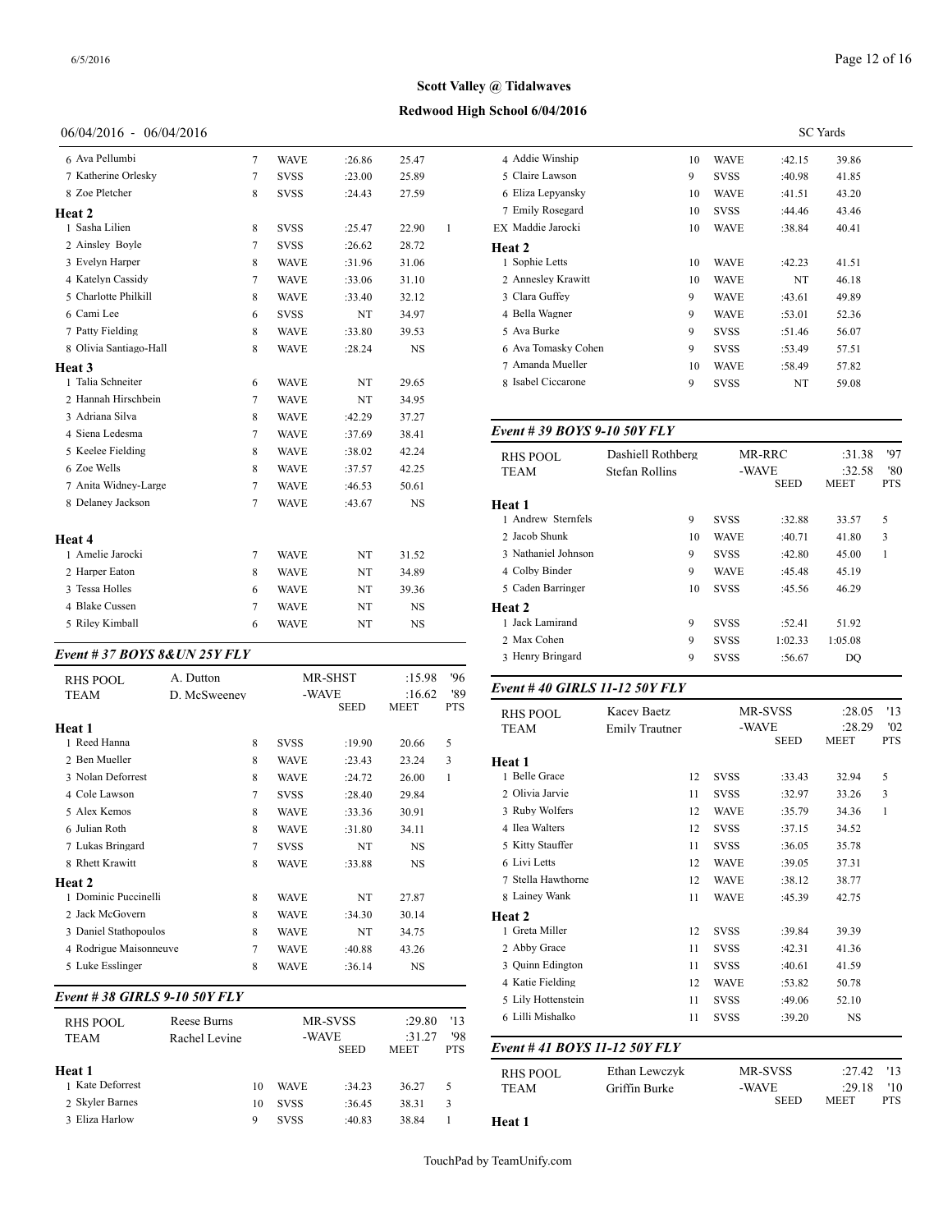**Scott Valley @ Tidalwaves**

**Redwood High School 6/04/2016**

06/04/2016 - 06/04/2016 SC Yards

| | Name | Age | Team | Seed | Meet | Pts |
|---|---|---|---|---|---|---|
| 6 | Ava Pellumbi | 7 | WAVE | :26.86 | 25.47 | |
| 7 | Katherine Orlesky | 7 | SVSS | :23.00 | 25.89 | |
| 8 | Zoe Pletcher | 8 | SVSS | :24.43 | 27.59 | |
| **Heat 2** | | | | | | |
| 1 | Sasha Lilien | 8 | SVSS | :25.47 | 22.90 | 1 |
| 2 | Ainsley Boyle | 7 | SVSS | :26.62 | 28.72 | |
| 3 | Evelyn Harper | 8 | WAVE | :31.96 | 31.06 | |
| 4 | Katelyn Cassidy | 7 | WAVE | :33.06 | 31.10 | |
| 5 | Charlotte Philkill | 8 | WAVE | :33.40 | 32.12 | |
| 6 | Cami Lee | 6 | SVSS | NT | 34.97 | |
| 7 | Patty Fielding | 8 | WAVE | :33.80 | 39.53 | |
| 8 | Olivia Santiago-Hall | 8 | WAVE | :28.24 | NS | |
| **Heat 3** | | | | | | |
| 1 | Talia Schneiter | 6 | WAVE | NT | 29.65 | |
| 2 | Hannah Hirschbein | 7 | WAVE | NT | 34.95 | |
| 3 | Adriana Silva | 8 | WAVE | :42.29 | 37.27 | |
| 4 | Siena Ledesma | 7 | WAVE | :37.69 | 38.41 | |
| 5 | Keelee Fielding | 8 | WAVE | :38.02 | 42.24 | |
| 6 | Zoe Wells | 8 | WAVE | :37.57 | 42.25 | |
| 7 | Anita Widney-Large | 7 | WAVE | :46.53 | 50.61 | |
| 8 | Delaney Jackson | 7 | WAVE | :43.67 | NS | |
| **Heat 4** | | | | | | |
| 1 | Amelie Jarocki | 7 | WAVE | NT | 31.52 | |
| 2 | Harper Eaton | 8 | WAVE | NT | 34.89 | |
| 3 | Tessa Holles | 6 | WAVE | NT | 39.36 | |
| 4 | Blake Cussen | 7 | WAVE | NT | NS | |
| 5 | Riley Kimball | 6 | WAVE | NT | NS | |

### *Event # 37 BOYS 8&UN 25Y FLY*

| RHS POOL | A. Dutton | | MR-SHST | :15.98 | '96 |
|---|---|---|---|---|---|
| TEAM | D. McSweeney | | -WAVE | :16.62 | '89 |

| | Name | Age | Team | Seed | Meet | Pts |
|---|---|---|---|---|---|---|
| **Heat 1** | | | | | | |
| 1 | Reed Hanna | 8 | SVSS | :19.90 | 20.66 | 5 |
| 2 | Ben Mueller | 8 | WAVE | :23.43 | 23.24 | 3 |
| 3 | Nolan Deforrest | 8 | WAVE | :24.72 | 26.00 | 1 |
| 4 | Cole Lawson | 7 | SVSS | :28.40 | 29.84 | |
| 5 | Alex Kemos | 8 | WAVE | :33.36 | 30.91 | |
| 6 | Julian Roth | 8 | WAVE | :31.80 | 34.11 | |
| 7 | Lukas Bringard | 7 | SVSS | NT | NS | |
| 8 | Rhett Krawitt | 8 | WAVE | :33.88 | NS | |
| **Heat 2** | | | | | | |
| 1 | Dominic Puccinelli | 8 | WAVE | NT | 27.87 | |
| 2 | Jack McGovern | 8 | WAVE | :34.30 | 30.14 | |
| 3 | Daniel Stathopoulos | 8 | WAVE | NT | 34.75 | |
| 4 | Rodrigue Maisonneuve | 7 | WAVE | :40.88 | 43.26 | |
| 5 | Luke Esslinger | 8 | WAVE | :36.14 | NS | |

### *Event # 38 GIRLS 9-10 50Y FLY*

| RHS POOL | Reese Burns | | MR-SVSS | :29.80 | '13 |
|---|---|---|---|---|---|
| TEAM | Rachel Levine | | -WAVE | :31.27 | '98 |

| | Name | Age | Team | Seed | Meet | Pts |
|---|---|---|---|---|---|---|
| **Heat 1** | | | | | | |
| 1 | Kate Deforrest | 10 | WAVE | :34.23 | 36.27 | 5 |
| 2 | Skyler Barnes | 10 | SVSS | :36.45 | 38.31 | 3 |
| 3 | Eliza Harlow | 9 | SVSS | :40.83 | 38.84 | 1 |
| 4 | Addie Winship | 10 | WAVE | :42.15 | 39.86 | |
| 5 | Claire Lawson | 9 | SVSS | :40.98 | 41.85 | |
| 6 | Eliza Lepyansky | 10 | WAVE | :41.51 | 43.20 | |
| 7 | Emily Rosegard | 10 | SVSS | :44.46 | 43.46 | |
| EX | Maddie Jarocki | 10 | WAVE | :38.84 | 40.41 | |
| **Heat 2** | | | | | | |
| 1 | Sophie Letts | 10 | WAVE | :42.23 | 41.51 | |
| 2 | Annesley Krawitt | 10 | WAVE | NT | 46.18 | |
| 3 | Clara Guffey | 9 | WAVE | :43.61 | 49.89 | |
| 4 | Bella Wagner | 9 | WAVE | :53.01 | 52.36 | |
| 5 | Ava Burke | 9 | SVSS | :51.46 | 56.07 | |
| 6 | Ava Tomasky Cohen | 9 | SVSS | :53.49 | 57.51 | |
| 7 | Amanda Mueller | 10 | WAVE | :58.49 | 57.82 | |
| 8 | Isabel Ciccarone | 9 | SVSS | NT | 59.08 | |

### *Event # 39 BOYS 9-10 50Y FLY*

| RHS POOL | Dashiell Rothberg | | MR-RRC | :31.38 | '97 |
|---|---|---|---|---|---|
| TEAM | Stefan Rollins | | -WAVE | :32.58 | '80 |

| | Name | Age | Team | Seed | Meet | Pts |
|---|---|---|---|---|---|---|
| **Heat 1** | | | | | | |
| 1 | Andrew Sternfels | 9 | SVSS | :32.88 | 33.57 | 5 |
| 2 | Jacob Shunk | 10 | WAVE | :40.71 | 41.80 | 3 |
| 3 | Nathaniel Johnson | 9 | SVSS | :42.80 | 45.00 | 1 |
| 4 | Colby Binder | 9 | WAVE | :45.48 | 45.19 | |
| 5 | Caden Barringer | 10 | SVSS | :45.56 | 46.29 | |
| **Heat 2** | | | | | | |
| 1 | Jack Lamirand | 9 | SVSS | :52.41 | 51.92 | |
| 2 | Max Cohen | 9 | SVSS | 1:02.33 | 1:05.08 | |
| 3 | Henry Bringard | 9 | SVSS | :56.67 | DQ | |

### *Event # 40 GIRLS 11-12 50Y FLY*

| RHS POOL | Kacey Baetz | | MR-SVSS | :28.05 | '13 |
|---|---|---|---|---|---|
| TEAM | Emily Trautner | | -WAVE | :28.29 | '02 |

| | Name | Age | Team | Seed | Meet | Pts |
|---|---|---|---|---|---|---|
| **Heat 1** | | | | | | |
| 1 | Belle Grace | 12 | SVSS | :33.43 | 32.94 | 5 |
| 2 | Olivia Jarvie | 11 | SVSS | :32.97 | 33.26 | 3 |
| 3 | Ruby Wolfers | 12 | WAVE | :35.79 | 34.36 | 1 |
| 4 | Ilea Walters | 12 | SVSS | :37.15 | 34.52 | |
| 5 | Kitty Stauffer | 11 | SVSS | :36.05 | 35.78 | |
| 6 | Livi Letts | 12 | WAVE | :39.05 | 37.31 | |
| 7 | Stella Hawthorne | 12 | WAVE | :38.12 | 38.77 | |
| 8 | Lainey Wank | 11 | WAVE | :45.39 | 42.75 | |
| **Heat 2** | | | | | | |
| 1 | Greta Miller | 12 | SVSS | :39.84 | 39.39 | |
| 2 | Abby Grace | 11 | SVSS | :42.31 | 41.36 | |
| 3 | Quinn Edington | 11 | SVSS | :40.61 | 41.59 | |
| 4 | Katie Fielding | 12 | WAVE | :53.82 | 50.78 | |
| 5 | Lily Hottenstein | 11 | SVSS | :49.06 | 52.10 | |
| 6 | Lilli Mishalko | 11 | SVSS | :39.20 | NS | |

### *Event # 41 BOYS 11-12 50Y FLY*

| RHS POOL | Ethan Lewczyk | | MR-SVSS | :27.42 | '13 |
|---|---|---|---|---|---|
| TEAM | Griffin Burke | | -WAVE | :29.18 | '10 |

| | Name | Age | Team | Seed | Meet | Pts |
|---|---|---|---|---|---|---|
| **Heat 1** | | | | | | |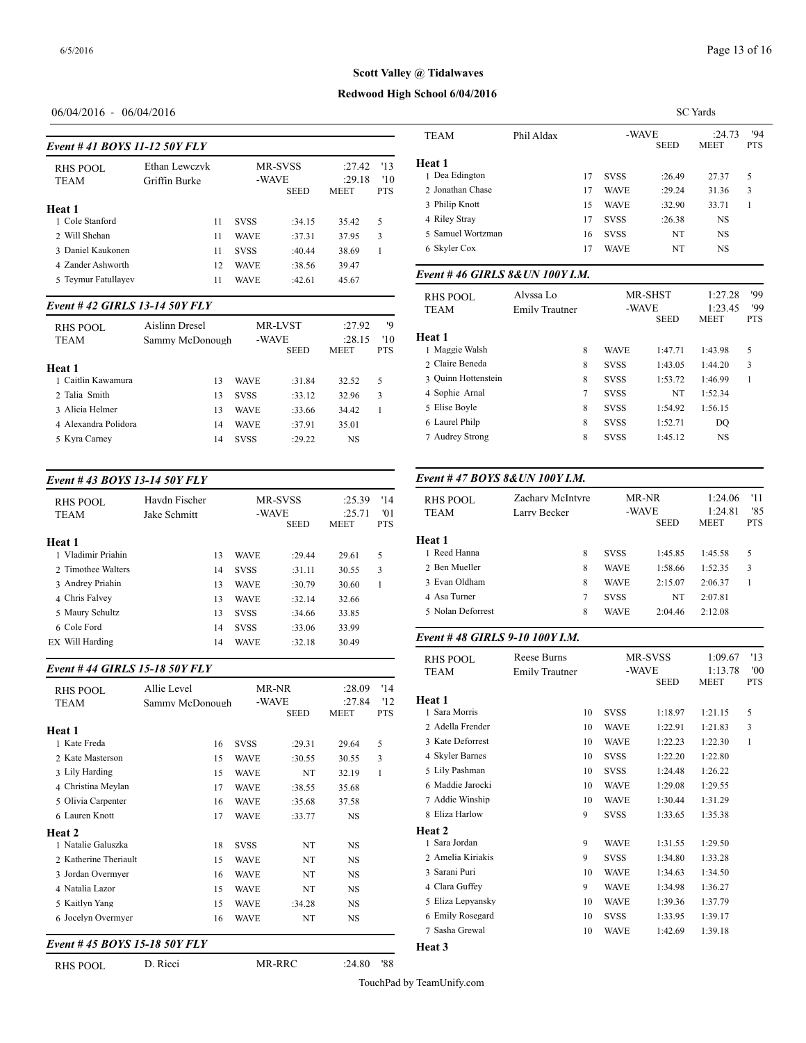**Scott Valley @ Tidalwaves**

**Redwood High School 6/04/2016**

06/04/2016 - 06/04/2016

SC Yards

### Event # 41 BOYS 11-12 50Y FLY

| RHS POOL | Ethan Lewczyk | | MR-SVSS | :27.42 | '13 |
|---|---|---|---|---|---|
| TEAM | Griffin Burke | | -WAVE | :29.18 | '10 |
| | | | SEED | MEET | PTS |
| **Heat 1** | | | | | |
| 1 Cole Stanford | 11 | SVSS | :34.15 | 35.42 | 5 |
| 2 Will Shehan | 11 | WAVE | :37.31 | 37.95 | 3 |
| 3 Daniel Kaukonen | 11 | SVSS | :40.44 | 38.69 | 1 |
| 4 Zander Ashworth | 12 | WAVE | :38.56 | 39.47 | |
| 5 Teymur Fatullayev | 11 | WAVE | :42.61 | 45.67 | |

### Event # 42 GIRLS 13-14 50Y FLY

| RHS POOL | Aislinn Dresel | | MR-LVST | :27.92 | '9 |
|---|---|---|---|---|---|
| TEAM | Sammy McDonough | | -WAVE | :28.15 | '10 |
| | | | SEED | MEET | PTS |
| **Heat 1** | | | | | |
| 1 Caitlin Kawamura | 13 | WAVE | :31.84 | 32.52 | 5 |
| 2 Talia Smith | 13 | SVSS | :33.12 | 32.96 | 3 |
| 3 Alicia Helmer | 13 | WAVE | :33.66 | 34.42 | 1 |
| 4 Alexandra Polidora | 14 | WAVE | :37.91 | 35.01 | |
| 5 Kyra Carney | 14 | SVSS | :29.22 | NS | |

### Event # 43 BOYS 13-14 50Y FLY

| RHS POOL | Haydn Fischer | | MR-SVSS | :25.39 | '14 |
|---|---|---|---|---|---|
| TEAM | Jake Schmitt | | -WAVE | :25.71 | '01 |
| | | | SEED | MEET | PTS |
| **Heat 1** | | | | | |
| 1 Vladimir Priahin | 13 | WAVE | :29.44 | 29.61 | 5 |
| 2 Timothee Walters | 14 | SVSS | :31.11 | 30.55 | 3 |
| 3 Andrey Priahin | 13 | WAVE | :30.79 | 30.60 | 1 |
| 4 Chris Falvey | 13 | WAVE | :32.14 | 32.66 | |
| 5 Maury Schultz | 13 | SVSS | :34.66 | 33.85 | |
| 6 Cole Ford | 14 | SVSS | :33.06 | 33.99 | |
| EX Will Harding | 14 | WAVE | :32.18 | 30.49 | |

### Event # 44 GIRLS 15-18 50Y FLY

| RHS POOL | Allie Level | | MR-NR | :28.09 | '14 |
|---|---|---|---|---|---|
| TEAM | Sammy McDonough | | -WAVE | :27.84 | '12 |
| | | | SEED | MEET | PTS |
| **Heat 1** | | | | | |
| 1 Kate Freda | 16 | SVSS | :29.31 | 29.64 | 5 |
| 2 Kate Masterson | 15 | WAVE | :30.55 | 30.55 | 3 |
| 3 Lily Harding | 15 | WAVE | NT | 32.19 | 1 |
| 4 Christina Meylan | 17 | WAVE | :38.55 | 35.68 | |
| 5 Olivia Carpenter | 16 | WAVE | :35.68 | 37.58 | |
| 6 Lauren Knott | 17 | WAVE | :33.77 | NS | |
| **Heat 2** | | | | | |
| 1 Natalie Galuszka | 18 | SVSS | NT | NS | |
| 2 Katherine Theriault | 15 | WAVE | NT | NS | |
| 3 Jordan Overmyer | 16 | WAVE | NT | NS | |
| 4 Natalia Lazor | 15 | WAVE | NT | NS | |
| 5 Kaitlyn Yang | 15 | WAVE | :34.28 | NS | |
| 6 Jocelyn Overmyer | 16 | WAVE | NT | NS | |

### Event # 45 BOYS 15-18 50Y FLY

| RHS POOL | D. Ricci | | MR-RRC | :24.80 | '88 |
|---|---|---|---|---|---|
| TEAM | Phil Aldax | | -WAVE | :24.73 | '94 |
| | | | SEED | MEET | PTS |
| **Heat 1** | | | | | |
| 1 Dea Edington | 17 | SVSS | :26.49 | 27.37 | 5 |
| 2 Jonathan Chase | 17 | WAVE | :29.24 | 31.36 | 3 |
| 3 Philip Knott | 15 | WAVE | :32.90 | 33.71 | 1 |
| 4 Riley Stray | 17 | SVSS | :26.38 | NS | |
| 5 Samuel Wortzman | 16 | SVSS | NT | NS | |
| 6 Skyler Cox | 17 | WAVE | NT | NS | |

### Event # 46 GIRLS 8&UN 100Y I.M.

| RHS POOL | Alyssa Lo | | MR-SHST | 1:27.28 | '99 |
|---|---|---|---|---|---|
| TEAM | Emily Trautner | | -WAVE | 1:23.45 | '99 |
| | | | SEED | MEET | PTS |
| **Heat 1** | | | | | |
| 1 Maggie Walsh | 8 | WAVE | 1:47.71 | 1:43.98 | 5 |
| 2 Claire Beneda | 8 | SVSS | 1:43.05 | 1:44.20 | 3 |
| 3 Quinn Hottenstein | 8 | SVSS | 1:53.72 | 1:46.99 | 1 |
| 4 Sophie Arnal | 7 | SVSS | NT | 1:52.34 | |
| 5 Elise Boyle | 8 | SVSS | 1:54.92 | 1:56.15 | |
| 6 Laurel Philp | 8 | SVSS | 1:52.71 | DQ | |
| 7 Audrey Strong | 8 | SVSS | 1:45.12 | NS | |

### Event # 47 BOYS 8&UN 100Y I.M.

| RHS POOL | Zachary McIntyre | | MR-NR | 1:24.06 | '11 |
|---|---|---|---|---|---|
| TEAM | Larry Becker | | -WAVE | 1:24.81 | '85 |
| | | | SEED | MEET | PTS |
| **Heat 1** | | | | | |
| 1 Reed Hanna | 8 | SVSS | 1:45.85 | 1:45.58 | 5 |
| 2 Ben Mueller | 8 | WAVE | 1:58.66 | 1:52.35 | 3 |
| 3 Evan Oldham | 8 | WAVE | 2:15.07 | 2:06.37 | 1 |
| 4 Asa Turner | 7 | SVSS | NT | 2:07.81 | |
| 5 Nolan Deforrest | 8 | WAVE | 2:04.46 | 2:12.08 | |

### Event # 48 GIRLS 9-10 100Y I.M.

| RHS POOL | Reese Burns | | MR-SVSS | 1:09.67 | '13 |
|---|---|---|---|---|---|
| TEAM | Emily Trautner | | -WAVE | 1:13.78 | '00 |
| | | | SEED | MEET | PTS |
| **Heat 1** | | | | | |
| 1 Sara Morris | 10 | SVSS | 1:18.97 | 1:21.15 | 5 |
| 2 Adella Frender | 10 | WAVE | 1:22.91 | 1:21.83 | 3 |
| 3 Kate Deforrest | 10 | WAVE | 1:22.23 | 1:22.30 | 1 |
| 4 Skyler Barnes | 10 | SVSS | 1:22.20 | 1:22.80 | |
| 5 Lily Pashman | 10 | SVSS | 1:24.48 | 1:26.22 | |
| 6 Maddie Jarocki | 10 | WAVE | 1:29.08 | 1:29.55 | |
| 7 Addie Winship | 10 | WAVE | 1:30.44 | 1:31.29 | |
| 8 Eliza Harlow | 9 | SVSS | 1:33.65 | 1:35.38 | |
| **Heat 2** | | | | | |
| 1 Sara Jordan | 9 | WAVE | 1:31.55 | 1:29.50 | |
| 2 Amelia Kiriakis | 9 | SVSS | 1:34.80 | 1:33.28 | |
| 3 Sarani Puri | 10 | WAVE | 1:34.63 | 1:34.50 | |
| 4 Clara Guffey | 9 | WAVE | 1:34.98 | 1:36.27 | |
| 5 Eliza Lepyansky | 10 | WAVE | 1:39.36 | 1:37.79 | |
| 6 Emily Rosegard | 10 | SVSS | 1:33.95 | 1:39.17 | |
| 7 Sasha Grewal | 10 | WAVE | 1:42.69 | 1:39.18 | |
| **Heat 3** | | | | | |

TouchPad by TeamUnify.com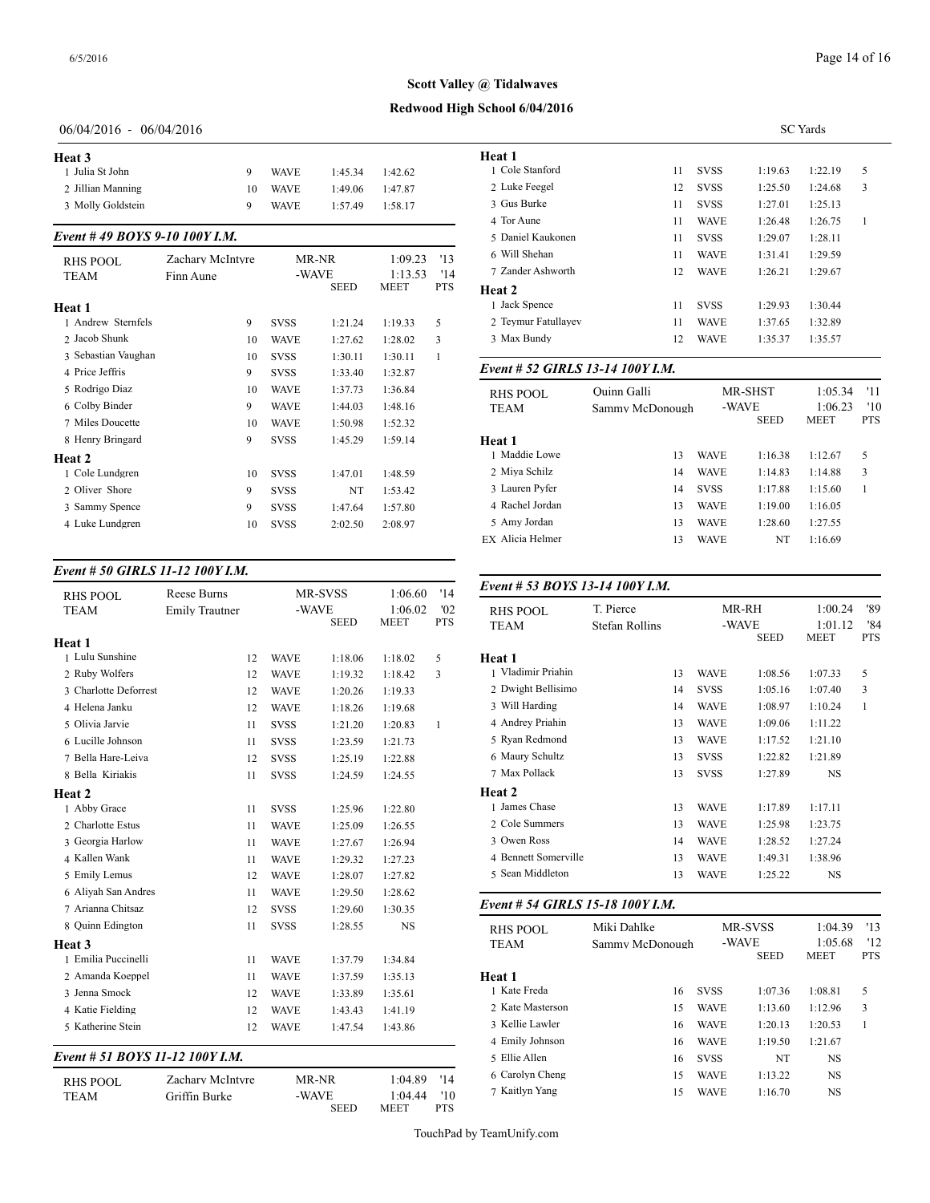**Scott Valley @ Tidalwaves**

**Redwood High School 6/04/2016**

06/04/2016 - 06/04/2016 SC Yards

**Heat 3**

| | Name | Age | Team | Seed | Meet | Pts |
|---|---|---|---|---|---|---|
| 1 | Julia St John | 9 | WAVE | 1:45.34 | 1:42.62 | |
| 2 | Jillian Manning | 10 | WAVE | 1:49.06 | 1:47.87 | |
| 3 | Molly Goldstein | 9 | WAVE | 1:57.49 | 1:58.17 | |

### *Event # 49 BOYS 9-10 100Y I.M.*

| RHS POOL | Zachary McIntyre | MR-NR | 1:09.23 | '13 |
|---|---|---|---|---|
| TEAM | Finn Aune | -WAVE | 1:13.53 | '14 |

| | Name | Age | Team | SEED | MEET | PTS |
|---|---|---|---|---|---|---|
| **Heat 1** | | | | | | |
| 1 | Andrew Sternfels | 9 | SVSS | 1:21.24 | 1:19.33 | 5 |
| 2 | Jacob Shunk | 10 | WAVE | 1:27.62 | 1:28.02 | 3 |
| 3 | Sebastian Vaughan | 10 | SVSS | 1:30.11 | 1:30.11 | 1 |
| 4 | Price Jeffris | 9 | SVSS | 1:33.40 | 1:32.87 | |
| 5 | Rodrigo Diaz | 10 | WAVE | 1:37.73 | 1:36.84 | |
| 6 | Colby Binder | 9 | WAVE | 1:44.03 | 1:48.16 | |
| 7 | Miles Doucette | 10 | WAVE | 1:50.98 | 1:52.32 | |
| 8 | Henry Bringard | 9 | SVSS | 1:45.29 | 1:59.14 | |
| **Heat 2** | | | | | | |
| 1 | Cole Lundgren | 10 | SVSS | 1:47.01 | 1:48.59 | |
| 2 | Oliver Shore | 9 | SVSS | NT | 1:53.42 | |
| 3 | Sammy Spence | 9 | SVSS | 1:47.64 | 1:57.80 | |
| 4 | Luke Lundgren | 10 | SVSS | 2:02.50 | 2:08.97 | |

### *Event # 50 GIRLS 11-12 100Y I.M.*

| RHS POOL | Reese Burns | MR-SVSS | 1:06.60 | '14 |
|---|---|---|---|---|
| TEAM | Emily Trautner | -WAVE | 1:06.02 | '02 |

| | Name | Age | Team | SEED | MEET | PTS |
|---|---|---|---|---|---|---|
| **Heat 1** | | | | | | |
| 1 | Lulu Sunshine | 12 | WAVE | 1:18.06 | 1:18.02 | 5 |
| 2 | Ruby Wolfers | 12 | WAVE | 1:19.32 | 1:18.42 | 3 |
| 3 | Charlotte Deforrest | 12 | WAVE | 1:20.26 | 1:19.33 | |
| 4 | Helena Janku | 12 | WAVE | 1:18.26 | 1:19.68 | |
| 5 | Olivia Jarvie | 11 | SVSS | 1:21.20 | 1:20.83 | 1 |
| 6 | Lucille Johnson | 11 | SVSS | 1:23.59 | 1:21.73 | |
| 7 | Bella Hare-Leiva | 12 | SVSS | 1:25.19 | 1:22.88 | |
| 8 | Bella Kiriakis | 11 | SVSS | 1:24.59 | 1:24.55 | |
| **Heat 2** | | | | | | |
| 1 | Abby Grace | 11 | SVSS | 1:25.96 | 1:22.80 | |
| 2 | Charlotte Estus | 11 | WAVE | 1:25.09 | 1:26.55 | |
| 3 | Georgia Harlow | 11 | WAVE | 1:27.67 | 1:26.94 | |
| 4 | Kallen Wank | 11 | WAVE | 1:29.32 | 1:27.23 | |
| 5 | Emily Lemus | 12 | WAVE | 1:28.07 | 1:27.82 | |
| 6 | Aliyah San Andres | 11 | WAVE | 1:29.50 | 1:28.62 | |
| 7 | Arianna Chitsaz | 12 | SVSS | 1:29.60 | 1:30.35 | |
| 8 | Quinn Edington | 11 | SVSS | 1:28.55 | NS | |
| **Heat 3** | | | | | | |
| 1 | Emilia Puccinelli | 11 | WAVE | 1:37.79 | 1:34.84 | |
| 2 | Amanda Koeppel | 11 | WAVE | 1:37.59 | 1:35.13 | |
| 3 | Jenna Smock | 12 | WAVE | 1:33.89 | 1:35.61 | |
| 4 | Katie Fielding | 12 | WAVE | 1:43.43 | 1:41.19 | |
| 5 | Katherine Stein | 12 | WAVE | 1:47.54 | 1:43.86 | |

### *Event # 51 BOYS 11-12 100Y I.M.*

| RHS POOL | Zachary McIntyre | MR-NR | 1:04.89 | '14 |
|---|---|---|---|---|
| TEAM | Griffin Burke | -WAVE | 1:04.44 | '10 |

| | Name | Age | Team | SEED | MEET | PTS |
|---|---|---|---|---|---|---|
| **Heat 1** | | | | | | |
| 1 | Cole Stanford | 11 | SVSS | 1:19.63 | 1:22.19 | 5 |
| 2 | Luke Feegel | 12 | SVSS | 1:25.50 | 1:24.68 | 3 |
| 3 | Gus Burke | 11 | SVSS | 1:27.01 | 1:25.13 | |
| 4 | Tor Aune | 11 | WAVE | 1:26.48 | 1:26.75 | 1 |
| 5 | Daniel Kaukonen | 11 | SVSS | 1:29.07 | 1:28.11 | |
| 6 | Will Shehan | 11 | WAVE | 1:31.41 | 1:29.59 | |
| 7 | Zander Ashworth | 12 | WAVE | 1:26.21 | 1:29.67 | |
| **Heat 2** | | | | | | |
| 1 | Jack Spence | 11 | SVSS | 1:29.93 | 1:30.44 | |
| 2 | Teymur Fatullayev | 11 | WAVE | 1:37.65 | 1:32.89 | |
| 3 | Max Bundy | 12 | WAVE | 1:35.37 | 1:35.57 | |

### *Event # 52 GIRLS 13-14 100Y I.M.*

| RHS POOL | Quinn Galli | MR-SHST | 1:05.34 | '11 |
|---|---|---|---|---|
| TEAM | Sammy McDonough | -WAVE | 1:06.23 | '10 |

| | Name | Age | Team | SEED | MEET | PTS |
|---|---|---|---|---|---|---|
| **Heat 1** | | | | | | |
| 1 | Maddie Lowe | 13 | WAVE | 1:16.38 | 1:12.67 | 5 |
| 2 | Miya Schilz | 14 | WAVE | 1:14.83 | 1:14.88 | 3 |
| 3 | Lauren Pyfer | 14 | SVSS | 1:17.88 | 1:15.60 | 1 |
| 4 | Rachel Jordan | 13 | WAVE | 1:19.00 | 1:16.05 | |
| 5 | Amy Jordan | 13 | WAVE | 1:28.60 | 1:27.55 | |
| EX | Alicia Helmer | 13 | WAVE | NT | 1:16.69 | |

### *Event # 53 BOYS 13-14 100Y I.M.*

| RHS POOL | T. Pierce | MR-RH | 1:00.24 | '89 |
|---|---|---|---|---|
| TEAM | Stefan Rollins | -WAVE | 1:01.12 | '84 |

| | Name | Age | Team | SEED | MEET | PTS |
|---|---|---|---|---|---|---|
| **Heat 1** | | | | | | |
| 1 | Vladimir Priahin | 13 | WAVE | 1:08.56 | 1:07.33 | 5 |
| 2 | Dwight Bellisimo | 14 | SVSS | 1:05.16 | 1:07.40 | 3 |
| 3 | Will Harding | 14 | WAVE | 1:08.97 | 1:10.24 | 1 |
| 4 | Andrey Priahin | 13 | WAVE | 1:09.06 | 1:11.22 | |
| 5 | Ryan Redmond | 13 | WAVE | 1:17.52 | 1:21.10 | |
| 6 | Maury Schultz | 13 | SVSS | 1:22.82 | 1:21.89 | |
| 7 | Max Pollack | 13 | SVSS | 1:27.89 | NS | |
| **Heat 2** | | | | | | |
| 1 | James Chase | 13 | WAVE | 1:17.89 | 1:17.11 | |
| 2 | Cole Summers | 13 | WAVE | 1:25.98 | 1:23.75 | |
| 3 | Owen Ross | 14 | WAVE | 1:28.52 | 1:27.24 | |
| 4 | Bennett Somerville | 13 | WAVE | 1:49.31 | 1:38.96 | |
| 5 | Sean Middleton | 13 | WAVE | 1:25.22 | NS | |

### *Event # 54 GIRLS 15-18 100Y I.M.*

| RHS POOL | Miki Dahlke | MR-SVSS | 1:04.39 | '13 |
|---|---|---|---|---|
| TEAM | Sammy McDonough | -WAVE | 1:05.68 | '12 |

| | Name | Age | Team | SEED | MEET | PTS |
|---|---|---|---|---|---|---|
| **Heat 1** | | | | | | |
| 1 | Kate Freda | 16 | SVSS | 1:07.36 | 1:08.81 | 5 |
| 2 | Kate Masterson | 15 | WAVE | 1:13.60 | 1:12.96 | 3 |
| 3 | Kellie Lawler | 16 | WAVE | 1:20.13 | 1:20.53 | 1 |
| 4 | Emily Johnson | 16 | WAVE | 1:19.50 | 1:21.67 | |
| 5 | Ellie Allen | 16 | SVSS | NT | NS | |
| 6 | Carolyn Cheng | 15 | WAVE | 1:13.22 | NS | |
| 7 | Kaitlyn Yang | 15 | WAVE | 1:16.70 | NS | |

TouchPad by TeamUnify.com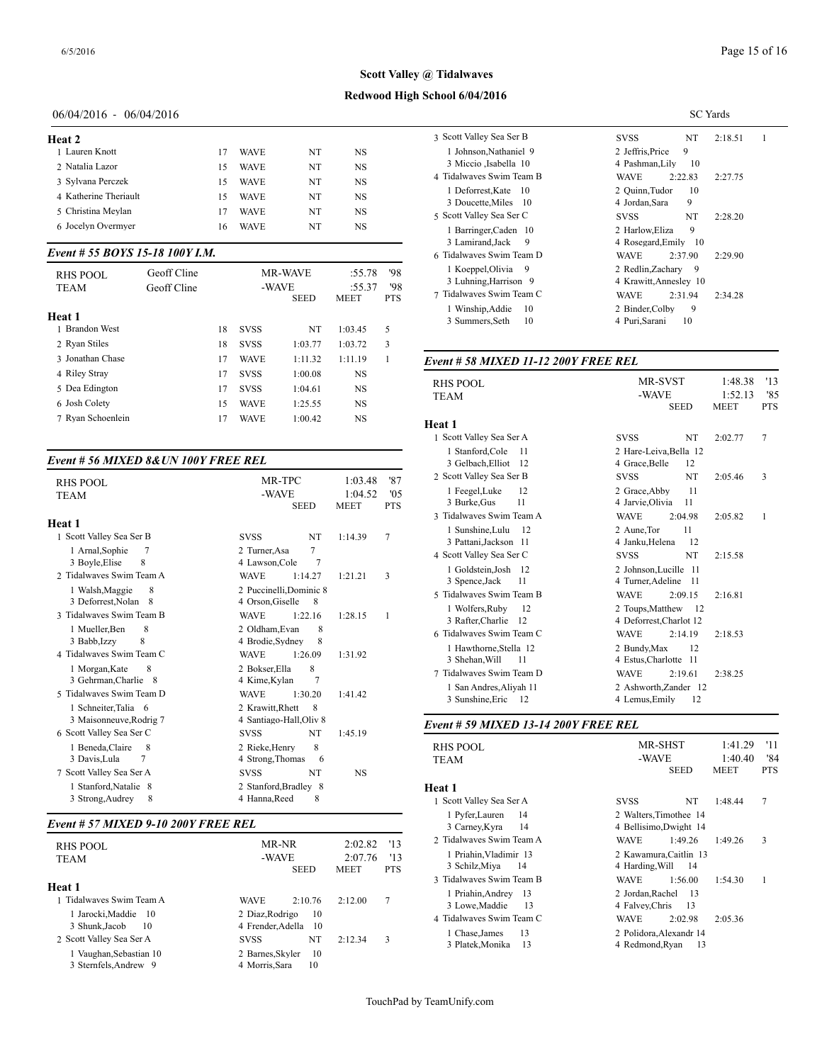**Scott Valley @ Tidalwaves**

**Redwood High School 6/04/2016**

06/04/2016 - 06/04/2016 SC Yards

**Heat 2**

| # | Name | Age | Team | Seed | Meet |
|---|---|---|---|---|---|
| 1 | Lauren Knott | 17 | WAVE | NT | NS |
| 2 | Natalia Lazor | 15 | WAVE | NT | NS |
| 3 | Sylvana Perczek | 15 | WAVE | NT | NS |
| 4 | Katherine Theriault | 15 | WAVE | NT | NS |
| 5 | Christina Meylan | 17 | WAVE | NT | NS |
| 6 | Jocelyn Overmyer | 16 | WAVE | NT | NS |

### *Event # 55 BOYS 15-18 100Y I.M.*

| RHS POOL | Geoff Cline | | MR-WAVE | :55.78 | '98 |
|---|---|---|---|---|---|
| TEAM | Geoff Cline | | -WAVE | :55.37 | '98 |

**Heat 1**

| # | Name | Age | Team | Seed | Meet | Pts |
|---|---|---|---|---|---|---|
| 1 | Brandon West | 18 | SVSS | NT | 1:03.45 | 5 |
| 2 | Ryan Stiles | 18 | SVSS | 1:03.77 | 1:03.72 | 3 |
| 3 | Jonathan Chase | 17 | WAVE | 1:11.32 | 1:11.19 | 1 |
| 4 | Riley Stray | 17 | SVSS | 1:00.08 | NS | |
| 5 | Dea Edington | 17 | SVSS | 1:04.61 | NS | |
| 6 | Josh Colety | 15 | WAVE | 1:25.55 | NS | |
| 7 | Ryan Schoenlein | 17 | WAVE | 1:00.42 | NS | |

### *Event # 56 MIXED 8&UN 100Y FREE REL*

| RHS POOL | MR-TPC | 1:03.48 | '87 |
|---|---|---|---|
| TEAM | -WAVE | 1:04.52 | '05 |

**Heat 1**

| Team | Relay | Seed | Meet | Pts |
|---|---|---|---|---|
| 1 Scott Valley Sea Ser B | SVSS | NT | 1:14.39 | 7 |
| 1 Arnal,Sophie 7; 2 Turner,Asa 7; 3 Boyle,Elise 8; 4 Lawson,Cole 7 | | | | |
| 2 Tidalwaves Swim Team A | WAVE | 1:14.27 | 1:21.21 | 3 |
| 1 Walsh,Maggie 8; 2 Puccinelli,Dominic 8; 3 Deforrest,Nolan 8; 4 Orson,Giselle 8 | | | | |
| 3 Tidalwaves Swim Team B | WAVE | 1:22.16 | 1:28.15 | 1 |
| 1 Mueller,Ben 8; 2 Oldham,Evan 8; 3 Babb,Izzy 8; 4 Brodie,Sydney 8 | | | | |
| 4 Tidalwaves Swim Team C | WAVE | 1:26.09 | 1:31.92 | |
| 1 Morgan,Kate 8; 2 Bokser,Ella 8; 3 Gehrman,Charlie 8; 4 Kime,Kylan 7 | | | | |
| 5 Tidalwaves Swim Team D | WAVE | 1:30.20 | 1:41.42 | |
| 1 Schneiter,Talia 6; 2 Krawitt,Rhett 8; 3 Maisonneuve,Rodrig 7; 4 Santiago-Hall,Oliv 8 | | | | |
| 6 Scott Valley Sea Ser C | SVSS | NT | 1:45.19 | |
| 1 Beneda,Claire 8; 2 Rieke,Henry 8; 3 Davis,Lula 7; 4 Strong,Thomas 6 | | | | |
| 7 Scott Valley Sea Ser A | SVSS | NT | NS | |
| 1 Stanford,Natalie 8; 2 Stanford,Bradley 8; 3 Strong,Audrey 8; 4 Hanna,Reed 8 | | | | |

### *Event # 57 MIXED 9-10 200Y FREE REL*

| RHS POOL | MR-NR | 2:02.82 | '13 |
|---|---|---|---|
| TEAM | -WAVE | 2:07.76 | '13 |

**Heat 1**

| Team | Relay | Seed | Meet | Pts |
|---|---|---|---|---|
| 1 Tidalwaves Swim Team A | WAVE | 2:10.76 | 2:12.00 | 7 |
| 1 Jarocki,Maddie 10; 2 Diaz,Rodrigo 10; 3 Shunk,Jacob 10; 4 Frender,Adella 10 | | | | |
| 2 Scott Valley Sea Ser A | SVSS | NT | 2:12.34 | 3 |
| 1 Vaughan,Sebastian 10; 2 Barnes,Skyler 10; 3 Sternfels,Andrew 9; 4 Morris,Sara 10 | | | | |
| 3 Scott Valley Sea Ser B | SVSS | NT | 2:18.51 | 1 |
| 1 Johnson,Nathaniel 9; 2 Jeffris,Price 9; 3 Miccio ,Isabella 10; 4 Pashman,Lily 10 | | | | |
| 4 Tidalwaves Swim Team B | WAVE | 2:22.83 | 2:27.75 | |
| 1 Deforrest,Kate 10; 2 Quinn,Tudor 10; 3 Doucette,Miles 10; 4 Jordan,Sara 9 | | | | |
| 5 Scott Valley Sea Ser C | SVSS | NT | 2:28.20 | |
| 1 Barringer,Caden 10; 2 Harlow,Eliza 9; 3 Lamirand,Jack 9; 4 Rosegard,Emily 10 | | | | |
| 6 Tidalwaves Swim Team D | WAVE | 2:37.90 | 2:29.90 | |
| 1 Koeppel,Olivia 9; 2 Redlin,Zachary 9; 3 Luhning,Harrison 9; 4 Krawitt,Annesley 10 | | | | |
| 7 Tidalwaves Swim Team C | WAVE | 2:31.94 | 2:34.28 | |
| 1 Winship,Addie 10; 2 Binder,Colby 9; 3 Summers,Seth 10; 4 Puri,Sarani 10 | | | | |

### *Event # 58 MIXED 11-12 200Y FREE REL*

| RHS POOL | MR-SVST | 1:48.38 | '13 |
|---|---|---|---|
| TEAM | -WAVE | 1:52.13 | '85 |

**Heat 1**

| Team | Relay | Seed | Meet | Pts |
|---|---|---|---|---|
| 1 Scott Valley Sea Ser A | SVSS | NT | 2:02.77 | 7 |
| 1 Stanford,Cole 11; 2 Hare-Leiva,Bella 12; 3 Gelbach,Elliot 12; 4 Grace,Belle 12 | | | | |
| 2 Scott Valley Sea Ser B | SVSS | NT | 2:05.46 | 3 |
| 1 Feegel,Luke 12; 2 Grace,Abby 11; 3 Burke,Gus 11; 4 Jarvie,Olivia 11 | | | | |
| 3 Tidalwaves Swim Team A | WAVE | 2:04.98 | 2:05.82 | 1 |
| 1 Sunshine,Lulu 12; 2 Aune,Tor 11; 3 Pattani,Jackson 11; 4 Janku,Helena 12 | | | | |
| 4 Scott Valley Sea Ser C | SVSS | NT | 2:15.58 | |
| 1 Goldstein,Josh 12; 2 Johnson,Lucille 11; 3 Spence,Jack 11; 4 Turner,Adeline 11 | | | | |
| 5 Tidalwaves Swim Team B | WAVE | 2:09.15 | 2:16.81 | |
| 1 Wolfers,Ruby 12; 2 Toups,Matthew 12; 3 Rafter,Charlie 12; 4 Deforrest,Charlot 12 | | | | |
| 6 Tidalwaves Swim Team C | WAVE | 2:14.19 | 2:18.53 | |
| 1 Hawthorne,Stella 12; 2 Bundy,Max 12; 3 Shehan,Will 11; 4 Estus,Charlotte 11 | | | | |
| 7 Tidalwaves Swim Team D | WAVE | 2:19.61 | 2:38.25 | |
| 1 San Andres,Aliyah 11; 2 Ashworth,Zander 12; 3 Sunshine,Eric 12; 4 Lemus,Emily 12 | | | | |

### *Event # 59 MIXED 13-14 200Y FREE REL*

| RHS POOL | MR-SHST | 1:41.29 | '11 |
|---|---|---|---|
| TEAM | -WAVE | 1:40.40 | '84 |

**Heat 1**

| Team | Relay | Seed | Meet | Pts |
|---|---|---|---|---|
| 1 Scott Valley Sea Ser A | SVSS | NT | 1:48.44 | 7 |
| 1 Pyfer,Lauren 14; 2 Walters,Timothee 14; 3 Carney,Kyra 14; 4 Bellisimo,Dwight 14 | | | | |
| 2 Tidalwaves Swim Team A | WAVE | 1:49.26 | 1:49.26 | 3 |
| 1 Priahin,Vladimir 13; 2 Kawamura,Caitlin 13; 3 Schilz,Miya 14; 4 Harding,Will 14 | | | | |
| 3 Tidalwaves Swim Team B | WAVE | 1:56.00 | 1:54.30 | 1 |
| 1 Priahin,Andrey 13; 2 Jordan,Rachel 13; 3 Lowe,Maddie 13; 4 Falvey,Chris 13 | | | | |
| 4 Tidalwaves Swim Team C | WAVE | 2:02.98 | 2:05.36 | |
| 1 Chase,James 13; 2 Polidora,Alexandr 14; 3 Platek,Monika 13; 4 Redmond,Ryan 13 | | | | |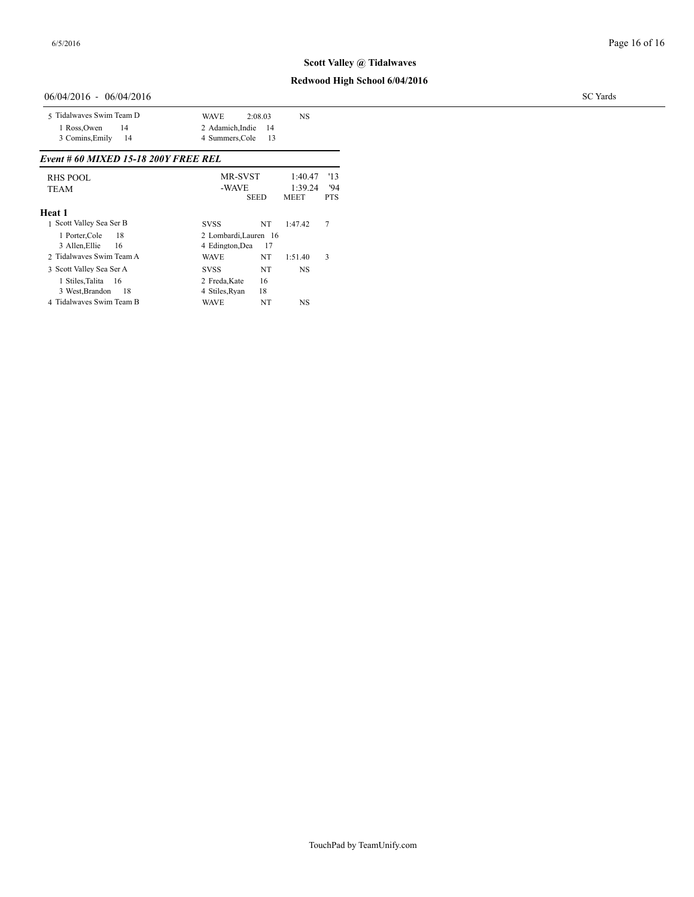Scott Valley @ Tidalwaves

Redwood High School 6/04/2016

06/04/2016 - 06/04/2016 SC Yards

| | | | | |
|---|---|---|---|---|
| 5 Tidalwaves Swim Team D | WAVE | 2:08.03 | NS | |
| 1 Ross,Owen 14 | 2 Adamich,Indie 14 | | | |
| 3 Comins,Emily 14 | 4 Summers,Cole 13 | | | |

### *Event # 60 MIXED 15-18 200Y FREE REL*

| RHS POOL | MR-SVST | | 1:40.47 | '13 |
|---|---|---|---|---|
| TEAM | -WAVE | | 1:39.24 | '94 |
| | | SEED | MEET | PTS |
| **Heat 1** | | | | |
| 1 Scott Valley Sea Ser B | SVSS | NT | 1:47.42 | 7 |
| 1 Porter,Cole 18 | 2 Lombardi,Lauren 16 | | | |
| 3 Allen,Ellie 16 | 4 Edington,Dea 17 | | | |
| 2 Tidalwaves Swim Team A | WAVE | NT | 1:51.40 | 3 |
| 3 Scott Valley Sea Ser A | SVSS | NT | NS | |
| 1 Stiles,Talita 16 | 2 Freda,Kate 16 | | | |
| 3 West,Brandon 18 | 4 Stiles,Ryan 18 | | | |
| 4 Tidalwaves Swim Team B | WAVE | NT | NS | |